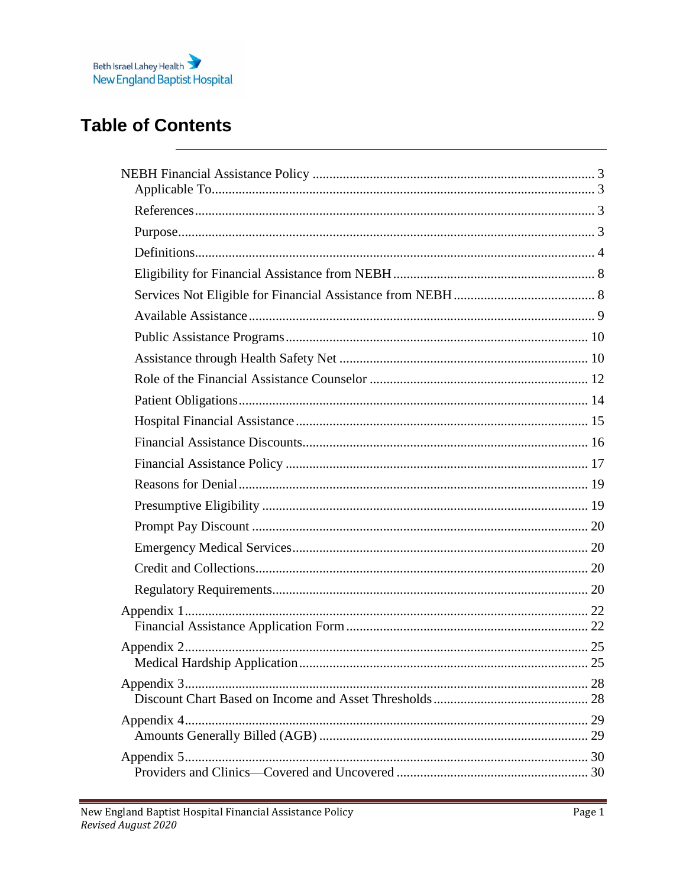# Table of Contents

NEBH Financial Assistance Policy ..... 3
- Applicable To ..... 3
- References ..... 3
- Purpose ..... 3
- Definitions ..... 4
- Eligibility for Financial Assistance from NEBH ..... 8
- Services Not Eligible for Financial Assistance from NEBH ..... 8
- Available Assistance ..... 9
- Public Assistance Programs ..... 10
- Assistance through Health Safety Net ..... 10
- Role of the Financial Assistance Counselor ..... 12
- Patient Obligations ..... 14
- Hospital Financial Assistance ..... 15
- Financial Assistance Discounts ..... 16
- Financial Assistance Policy ..... 17
- Reasons for Denial ..... 19
- Presumptive Eligibility ..... 19
- Prompt Pay Discount ..... 20
- Emergency Medical Services ..... 20
- Credit and Collections ..... 20
- Regulatory Requirements ..... 20

Appendix 1 ..... 22
- Financial Assistance Application Form ..... 22

Appendix 2 ..... 25
- Medical Hardship Application ..... 25

Appendix 3 ..... 28
- Discount Chart Based on Income and Asset Thresholds ..... 28

Appendix 4 ..... 29
- Amounts Generally Billed (AGB) ..... 29

Appendix 5 ..... 30
- Providers and Clinics—Covered and Uncovered ..... 30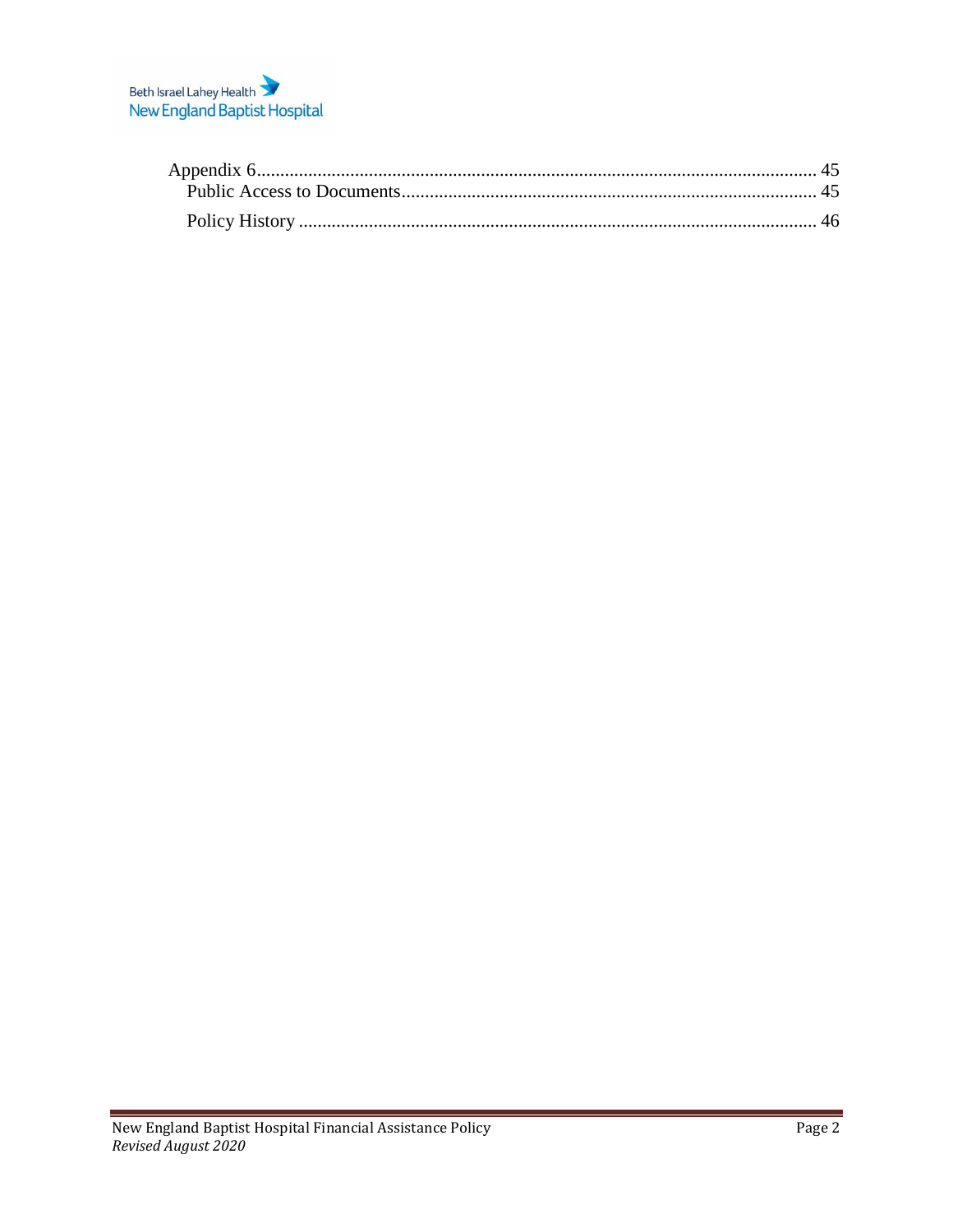Appendix 6 ..... 45
  Public Access to Documents ..... 45
  Policy History ..... 46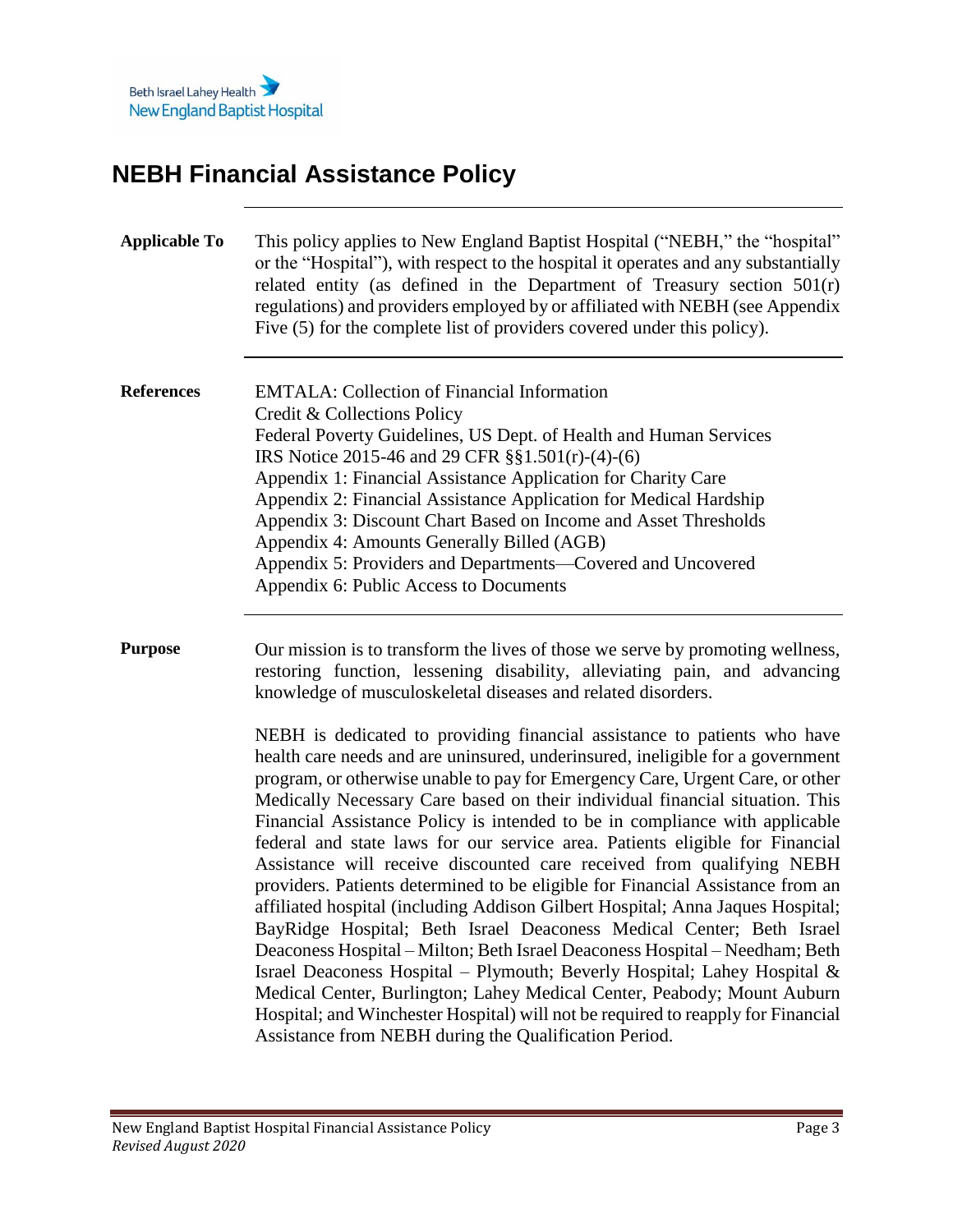Beth Israel Lahey Health
New England Baptist Hospital

# NEBH Financial Assistance Policy

**Applicable To**

This policy applies to New England Baptist Hospital ("NEBH," the "hospital" or the "Hospital"), with respect to the hospital it operates and any substantially related entity (as defined in the Department of Treasury section 501(r) regulations) and providers employed by or affiliated with NEBH (see Appendix Five (5) for the complete list of providers covered under this policy).

**References**

EMTALA: Collection of Financial Information
Credit & Collections Policy
Federal Poverty Guidelines, US Dept. of Health and Human Services
IRS Notice 2015-46 and 29 CFR §§1.501(r)-(4)-(6)
Appendix 1: Financial Assistance Application for Charity Care
Appendix 2: Financial Assistance Application for Medical Hardship
Appendix 3: Discount Chart Based on Income and Asset Thresholds
Appendix 4: Amounts Generally Billed (AGB)
Appendix 5: Providers and Departments—Covered and Uncovered
Appendix 6: Public Access to Documents

**Purpose**

Our mission is to transform the lives of those we serve by promoting wellness, restoring function, lessening disability, alleviating pain, and advancing knowledge of musculoskeletal diseases and related disorders.

NEBH is dedicated to providing financial assistance to patients who have health care needs and are uninsured, underinsured, ineligible for a government program, or otherwise unable to pay for Emergency Care, Urgent Care, or other Medically Necessary Care based on their individual financial situation. This Financial Assistance Policy is intended to be in compliance with applicable federal and state laws for our service area. Patients eligible for Financial Assistance will receive discounted care received from qualifying NEBH providers. Patients determined to be eligible for Financial Assistance from an affiliated hospital (including Addison Gilbert Hospital; Anna Jaques Hospital; BayRidge Hospital; Beth Israel Deaconess Medical Center; Beth Israel Deaconess Hospital – Milton; Beth Israel Deaconess Hospital – Needham; Beth Israel Deaconess Hospital – Plymouth; Beverly Hospital; Lahey Hospital & Medical Center, Burlington; Lahey Medical Center, Peabody; Mount Auburn Hospital; and Winchester Hospital) will not be required to reapply for Financial Assistance from NEBH during the Qualification Period.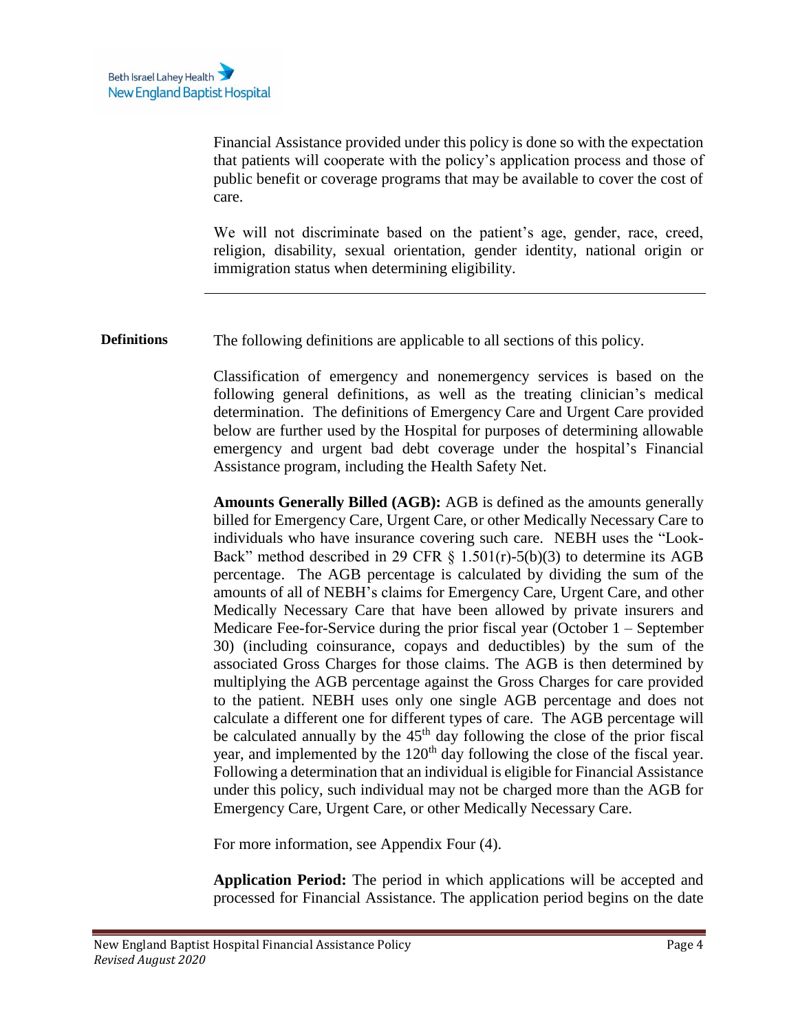Financial Assistance provided under this policy is done so with the expectation that patients will cooperate with the policy's application process and those of public benefit or coverage programs that may be available to cover the cost of care.

We will not discriminate based on the patient's age, gender, race, creed, religion, disability, sexual orientation, gender identity, national origin or immigration status when determining eligibility.

---

## Definitions

The following definitions are applicable to all sections of this policy.

Classification of emergency and nonemergency services is based on the following general definitions, as well as the treating clinician's medical determination. The definitions of Emergency Care and Urgent Care provided below are further used by the Hospital for purposes of determining allowable emergency and urgent bad debt coverage under the hospital's Financial Assistance program, including the Health Safety Net.

**Amounts Generally Billed (AGB):** AGB is defined as the amounts generally billed for Emergency Care, Urgent Care, or other Medically Necessary Care to individuals who have insurance covering such care. NEBH uses the "Look-Back" method described in 29 CFR § 1.501(r)-5(b)(3) to determine its AGB percentage. The AGB percentage is calculated by dividing the sum of the amounts of all of NEBH's claims for Emergency Care, Urgent Care, and other Medically Necessary Care that have been allowed by private insurers and Medicare Fee-for-Service during the prior fiscal year (October 1 – September 30) (including coinsurance, copays and deductibles) by the sum of the associated Gross Charges for those claims. The AGB is then determined by multiplying the AGB percentage against the Gross Charges for care provided to the patient. NEBH uses only one single AGB percentage and does not calculate a different one for different types of care. The AGB percentage will be calculated annually by the 45th day following the close of the prior fiscal year, and implemented by the 120th day following the close of the fiscal year. Following a determination that an individual is eligible for Financial Assistance under this policy, such individual may not be charged more than the AGB for Emergency Care, Urgent Care, or other Medically Necessary Care.

For more information, see Appendix Four (4).

**Application Period:** The period in which applications will be accepted and processed for Financial Assistance. The application period begins on the date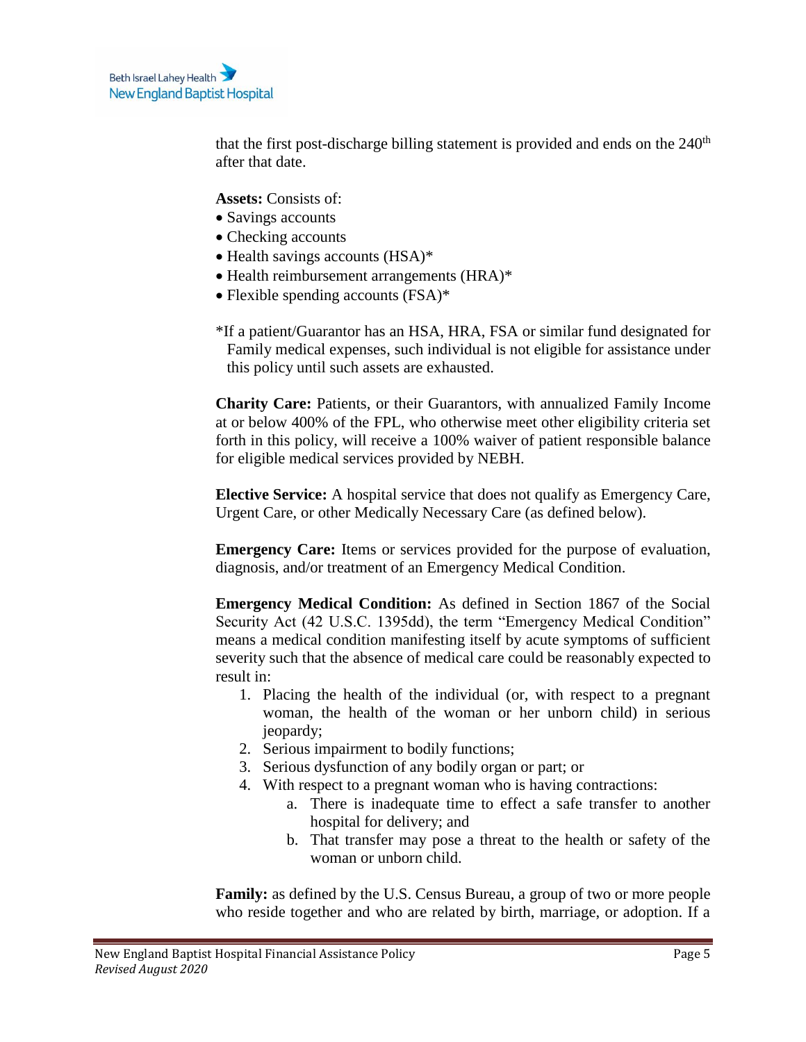that the first post-discharge billing statement is provided and ends on the 240th after that date.

**Assets:** Consists of:

- Savings accounts
- Checking accounts
- Health savings accounts (HSA)*
- Health reimbursement arrangements (HRA)*
- Flexible spending accounts (FSA)*

*If a patient/Guarantor has an HSA, HRA, FSA or similar fund designated for Family medical expenses, such individual is not eligible for assistance under this policy until such assets are exhausted.

**Charity Care:** Patients, or their Guarantors, with annualized Family Income at or below 400% of the FPL, who otherwise meet other eligibility criteria set forth in this policy, will receive a 100% waiver of patient responsible balance for eligible medical services provided by NEBH.

**Elective Service:** A hospital service that does not qualify as Emergency Care, Urgent Care, or other Medically Necessary Care (as defined below).

**Emergency Care:** Items or services provided for the purpose of evaluation, diagnosis, and/or treatment of an Emergency Medical Condition.

**Emergency Medical Condition:** As defined in Section 1867 of the Social Security Act (42 U.S.C. 1395dd), the term "Emergency Medical Condition" means a medical condition manifesting itself by acute symptoms of sufficient severity such that the absence of medical care could be reasonably expected to result in:

1. Placing the health of the individual (or, with respect to a pregnant woman, the health of the woman or her unborn child) in serious jeopardy;
2. Serious impairment to bodily functions;
3. Serious dysfunction of any bodily organ or part; or
4. With respect to a pregnant woman who is having contractions:
   a. There is inadequate time to effect a safe transfer to another hospital for delivery; and
   b. That transfer may pose a threat to the health or safety of the woman or unborn child.

**Family:** as defined by the U.S. Census Bureau, a group of two or more people who reside together and who are related by birth, marriage, or adoption. If a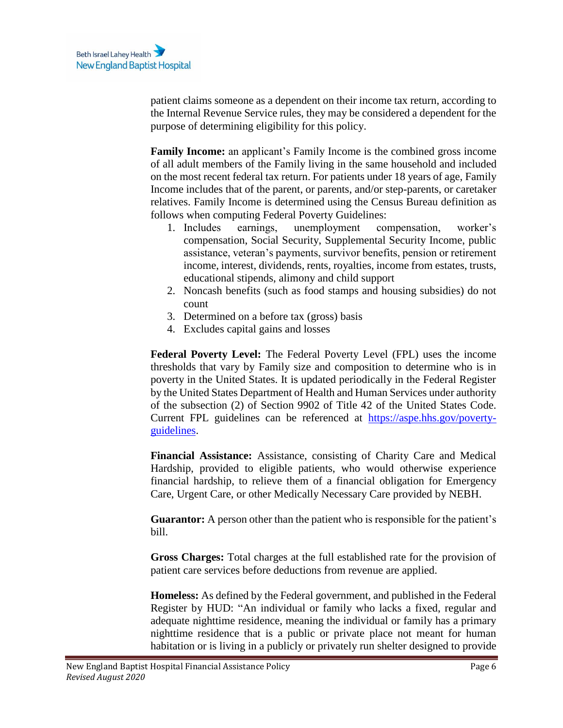patient claims someone as a dependent on their income tax return, according to the Internal Revenue Service rules, they may be considered a dependent for the purpose of determining eligibility for this policy.

**Family Income:** an applicant's Family Income is the combined gross income of all adult members of the Family living in the same household and included on the most recent federal tax return. For patients under 18 years of age, Family Income includes that of the parent, or parents, and/or step-parents, or caretaker relatives. Family Income is determined using the Census Bureau definition as follows when computing Federal Poverty Guidelines:

1. Includes earnings, unemployment compensation, worker's compensation, Social Security, Supplemental Security Income, public assistance, veteran's payments, survivor benefits, pension or retirement income, interest, dividends, rents, royalties, income from estates, trusts, educational stipends, alimony and child support
2. Noncash benefits (such as food stamps and housing subsidies) do not count
3. Determined on a before tax (gross) basis
4. Excludes capital gains and losses

**Federal Poverty Level:** The Federal Poverty Level (FPL) uses the income thresholds that vary by Family size and composition to determine who is in poverty in the United States. It is updated periodically in the Federal Register by the United States Department of Health and Human Services under authority of the subsection (2) of Section 9902 of Title 42 of the United States Code. Current FPL guidelines can be referenced at [https://aspe.hhs.gov/poverty-guidelines](https://aspe.hhs.gov/poverty-guidelines).

**Financial Assistance:** Assistance, consisting of Charity Care and Medical Hardship, provided to eligible patients, who would otherwise experience financial hardship, to relieve them of a financial obligation for Emergency Care, Urgent Care, or other Medically Necessary Care provided by NEBH.

**Guarantor:** A person other than the patient who is responsible for the patient's bill.

**Gross Charges:** Total charges at the full established rate for the provision of patient care services before deductions from revenue are applied.

**Homeless:** As defined by the Federal government, and published in the Federal Register by HUD: "An individual or family who lacks a fixed, regular and adequate nighttime residence, meaning the individual or family has a primary nighttime residence that is a public or private place not meant for human habitation or is living in a publicly or privately run shelter designed to provide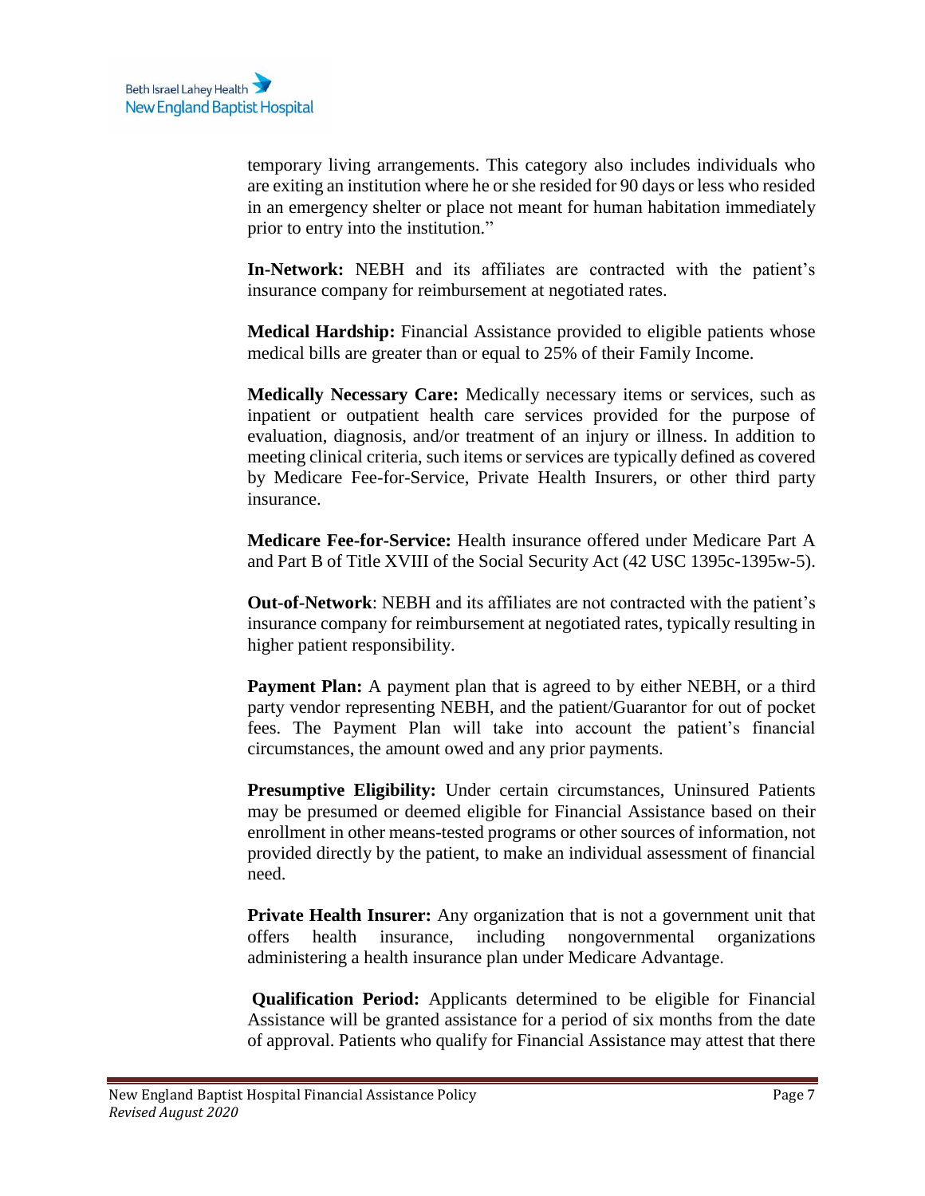temporary living arrangements. This category also includes individuals who are exiting an institution where he or she resided for 90 days or less who resided in an emergency shelter or place not meant for human habitation immediately prior to entry into the institution."

**In-Network:** NEBH and its affiliates are contracted with the patient's insurance company for reimbursement at negotiated rates.

**Medical Hardship:** Financial Assistance provided to eligible patients whose medical bills are greater than or equal to 25% of their Family Income.

**Medically Necessary Care:** Medically necessary items or services, such as inpatient or outpatient health care services provided for the purpose of evaluation, diagnosis, and/or treatment of an injury or illness. In addition to meeting clinical criteria, such items or services are typically defined as covered by Medicare Fee-for-Service, Private Health Insurers, or other third party insurance.

**Medicare Fee-for-Service:** Health insurance offered under Medicare Part A and Part B of Title XVIII of the Social Security Act (42 USC 1395c-1395w-5).

**Out-of-Network**: NEBH and its affiliates are not contracted with the patient's insurance company for reimbursement at negotiated rates, typically resulting in higher patient responsibility.

**Payment Plan:** A payment plan that is agreed to by either NEBH, or a third party vendor representing NEBH, and the patient/Guarantor for out of pocket fees. The Payment Plan will take into account the patient's financial circumstances, the amount owed and any prior payments.

**Presumptive Eligibility:** Under certain circumstances, Uninsured Patients may be presumed or deemed eligible for Financial Assistance based on their enrollment in other means-tested programs or other sources of information, not provided directly by the patient, to make an individual assessment of financial need.

**Private Health Insurer:** Any organization that is not a government unit that offers health insurance, including nongovernmental organizations administering a health insurance plan under Medicare Advantage.

**Qualification Period:** Applicants determined to be eligible for Financial Assistance will be granted assistance for a period of six months from the date of approval. Patients who qualify for Financial Assistance may attest that there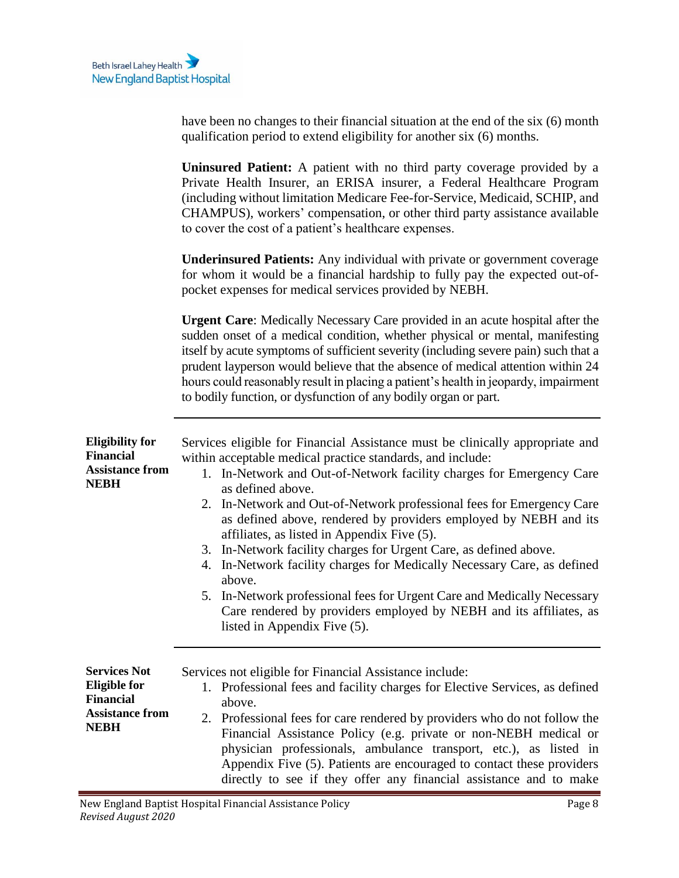have been no changes to their financial situation at the end of the six (6) month qualification period to extend eligibility for another six (6) months.

**Uninsured Patient:** A patient with no third party coverage provided by a Private Health Insurer, an ERISA insurer, a Federal Healthcare Program (including without limitation Medicare Fee-for-Service, Medicaid, SCHIP, and CHAMPUS), workers' compensation, or other third party assistance available to cover the cost of a patient's healthcare expenses.

**Underinsured Patients:** Any individual with private or government coverage for whom it would be a financial hardship to fully pay the expected out-of-pocket expenses for medical services provided by NEBH.

**Urgent Care**: Medically Necessary Care provided in an acute hospital after the sudden onset of a medical condition, whether physical or mental, manifesting itself by acute symptoms of sufficient severity (including severe pain) such that a prudent layperson would believe that the absence of medical attention within 24 hours could reasonably result in placing a patient's health in jeopardy, impairment to bodily function, or dysfunction of any bodily organ or part.

---

**Eligibility for Financial Assistance from NEBH**

Services eligible for Financial Assistance must be clinically appropriate and within acceptable medical practice standards, and include:

1. In-Network and Out-of-Network facility charges for Emergency Care as defined above.
2. In-Network and Out-of-Network professional fees for Emergency Care as defined above, rendered by providers employed by NEBH and its affiliates, as listed in Appendix Five (5).
3. In-Network facility charges for Urgent Care, as defined above.
4. In-Network facility charges for Medically Necessary Care, as defined above.
5. In-Network professional fees for Urgent Care and Medically Necessary Care rendered by providers employed by NEBH and its affiliates, as listed in Appendix Five (5).

---

**Services Not Eligible for Financial Assistance from NEBH**

Services not eligible for Financial Assistance include:

1. Professional fees and facility charges for Elective Services, as defined above.
2. Professional fees for care rendered by providers who do not follow the Financial Assistance Policy (e.g. private or non-NEBH medical or physician professionals, ambulance transport, etc.), as listed in Appendix Five (5). Patients are encouraged to contact these providers directly to see if they offer any financial assistance and to make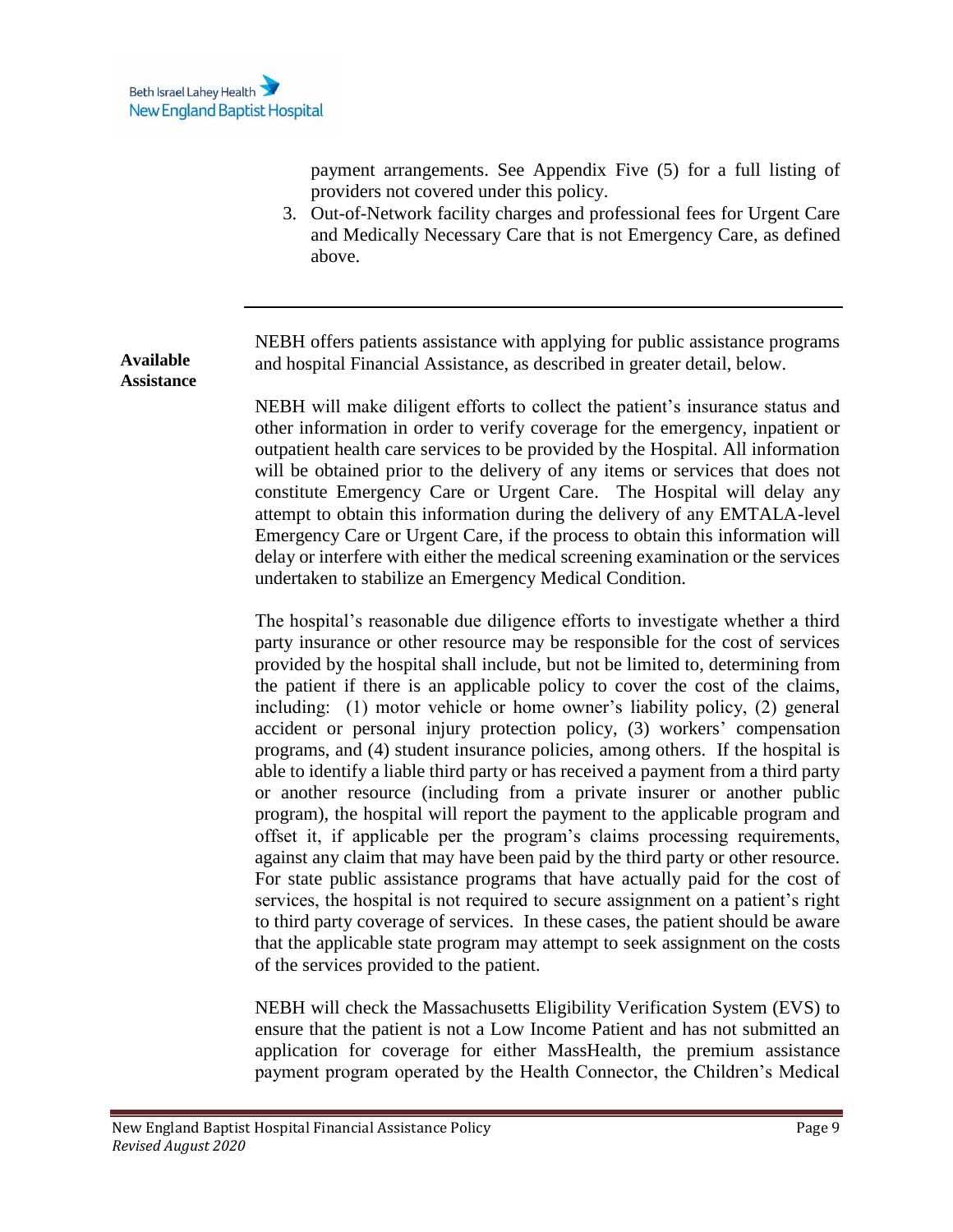payment arrangements. See Appendix Five (5) for a full listing of providers not covered under this policy.

3. Out-of-Network facility charges and professional fees for Urgent Care and Medically Necessary Care that is not Emergency Care, as defined above.

---

**Available Assistance**

NEBH offers patients assistance with applying for public assistance programs and hospital Financial Assistance, as described in greater detail, below.

NEBH will make diligent efforts to collect the patient's insurance status and other information in order to verify coverage for the emergency, inpatient or outpatient health care services to be provided by the Hospital. All information will be obtained prior to the delivery of any items or services that does not constitute Emergency Care or Urgent Care. The Hospital will delay any attempt to obtain this information during the delivery of any EMTALA-level Emergency Care or Urgent Care, if the process to obtain this information will delay or interfere with either the medical screening examination or the services undertaken to stabilize an Emergency Medical Condition.

The hospital's reasonable due diligence efforts to investigate whether a third party insurance or other resource may be responsible for the cost of services provided by the hospital shall include, but not be limited to, determining from the patient if there is an applicable policy to cover the cost of the claims, including: (1) motor vehicle or home owner's liability policy, (2) general accident or personal injury protection policy, (3) workers' compensation programs, and (4) student insurance policies, among others. If the hospital is able to identify a liable third party or has received a payment from a third party or another resource (including from a private insurer or another public program), the hospital will report the payment to the applicable program and offset it, if applicable per the program's claims processing requirements, against any claim that may have been paid by the third party or other resource. For state public assistance programs that have actually paid for the cost of services, the hospital is not required to secure assignment on a patient's right to third party coverage of services. In these cases, the patient should be aware that the applicable state program may attempt to seek assignment on the costs of the services provided to the patient.

NEBH will check the Massachusetts Eligibility Verification System (EVS) to ensure that the patient is not a Low Income Patient and has not submitted an application for coverage for either MassHealth, the premium assistance payment program operated by the Health Connector, the Children's Medical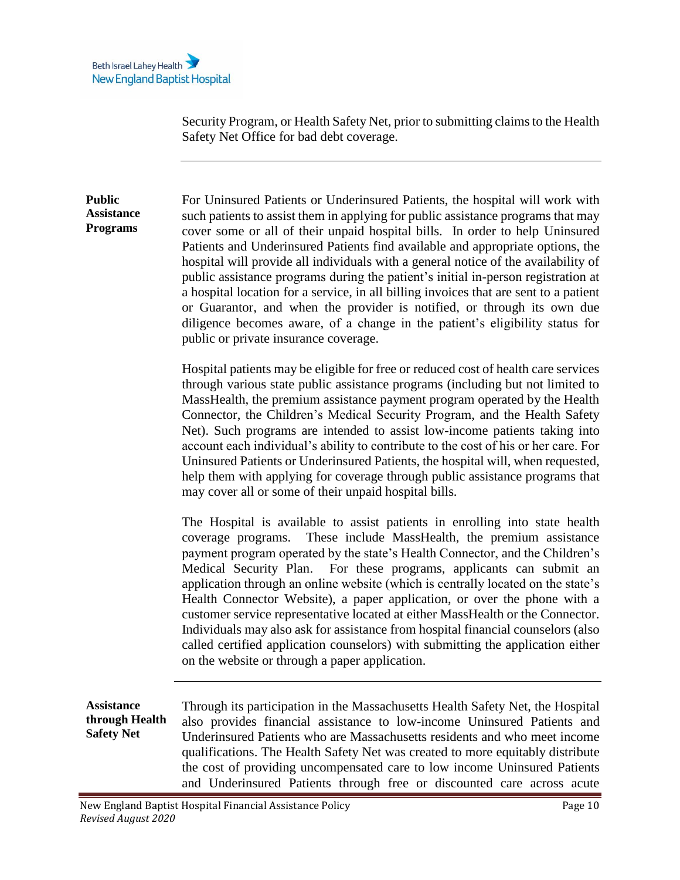Security Program, or Health Safety Net, prior to submitting claims to the Health Safety Net Office for bad debt coverage.

---

**Public Assistance Programs**

For Uninsured Patients or Underinsured Patients, the hospital will work with such patients to assist them in applying for public assistance programs that may cover some or all of their unpaid hospital bills. In order to help Uninsured Patients and Underinsured Patients find available and appropriate options, the hospital will provide all individuals with a general notice of the availability of public assistance programs during the patient's initial in-person registration at a hospital location for a service, in all billing invoices that are sent to a patient or Guarantor, and when the provider is notified, or through its own due diligence becomes aware, of a change in the patient's eligibility status for public or private insurance coverage.

Hospital patients may be eligible for free or reduced cost of health care services through various state public assistance programs (including but not limited to MassHealth, the premium assistance payment program operated by the Health Connector, the Children's Medical Security Program, and the Health Safety Net). Such programs are intended to assist low-income patients taking into account each individual's ability to contribute to the cost of his or her care. For Uninsured Patients or Underinsured Patients, the hospital will, when requested, help them with applying for coverage through public assistance programs that may cover all or some of their unpaid hospital bills.

The Hospital is available to assist patients in enrolling into state health coverage programs. These include MassHealth, the premium assistance payment program operated by the state's Health Connector, and the Children's Medical Security Plan. For these programs, applicants can submit an application through an online website (which is centrally located on the state's Health Connector Website), a paper application, or over the phone with a customer service representative located at either MassHealth or the Connector. Individuals may also ask for assistance from hospital financial counselors (also called certified application counselors) with submitting the application either on the website or through a paper application.

---

**Assistance through Health Safety Net**

Through its participation in the Massachusetts Health Safety Net, the Hospital also provides financial assistance to low-income Uninsured Patients and Underinsured Patients who are Massachusetts residents and who meet income qualifications. The Health Safety Net was created to more equitably distribute the cost of providing uncompensated care to low income Uninsured Patients and Underinsured Patients through free or discounted care across acute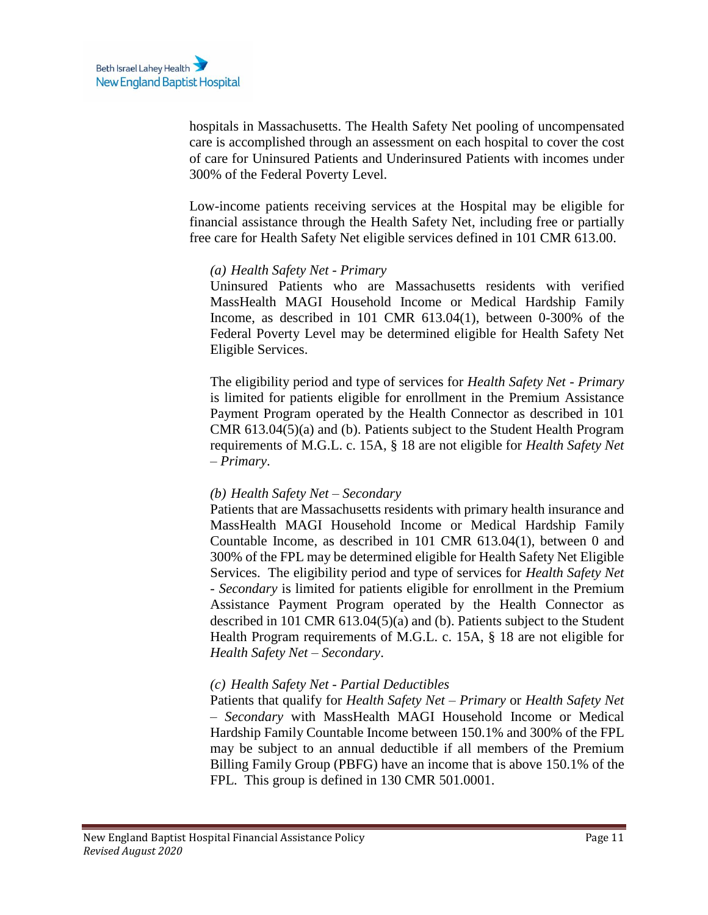hospitals in Massachusetts. The Health Safety Net pooling of uncompensated care is accomplished through an assessment on each hospital to cover the cost of care for Uninsured Patients and Underinsured Patients with incomes under 300% of the Federal Poverty Level.

Low-income patients receiving services at the Hospital may be eligible for financial assistance through the Health Safety Net, including free or partially free care for Health Safety Net eligible services defined in 101 CMR 613.00.

*(a) Health Safety Net - Primary*

Uninsured Patients who are Massachusetts residents with verified MassHealth MAGI Household Income or Medical Hardship Family Income, as described in 101 CMR 613.04(1), between 0-300% of the Federal Poverty Level may be determined eligible for Health Safety Net Eligible Services.

The eligibility period and type of services for *Health Safety Net - Primary* is limited for patients eligible for enrollment in the Premium Assistance Payment Program operated by the Health Connector as described in 101 CMR 613.04(5)(a) and (b). Patients subject to the Student Health Program requirements of M.G.L. c. 15A, § 18 are not eligible for *Health Safety Net – Primary*.

*(b) Health Safety Net – Secondary*

Patients that are Massachusetts residents with primary health insurance and MassHealth MAGI Household Income or Medical Hardship Family Countable Income, as described in 101 CMR 613.04(1), between 0 and 300% of the FPL may be determined eligible for Health Safety Net Eligible Services. The eligibility period and type of services for *Health Safety Net - Secondary* is limited for patients eligible for enrollment in the Premium Assistance Payment Program operated by the Health Connector as described in 101 CMR 613.04(5)(a) and (b). Patients subject to the Student Health Program requirements of M.G.L. c. 15A, § 18 are not eligible for *Health Safety Net – Secondary*.

*(c) Health Safety Net - Partial Deductibles*

Patients that qualify for *Health Safety Net – Primary* or *Health Safety Net – Secondary* with MassHealth MAGI Household Income or Medical Hardship Family Countable Income between 150.1% and 300% of the FPL may be subject to an annual deductible if all members of the Premium Billing Family Group (PBFG) have an income that is above 150.1% of the FPL. This group is defined in 130 CMR 501.0001.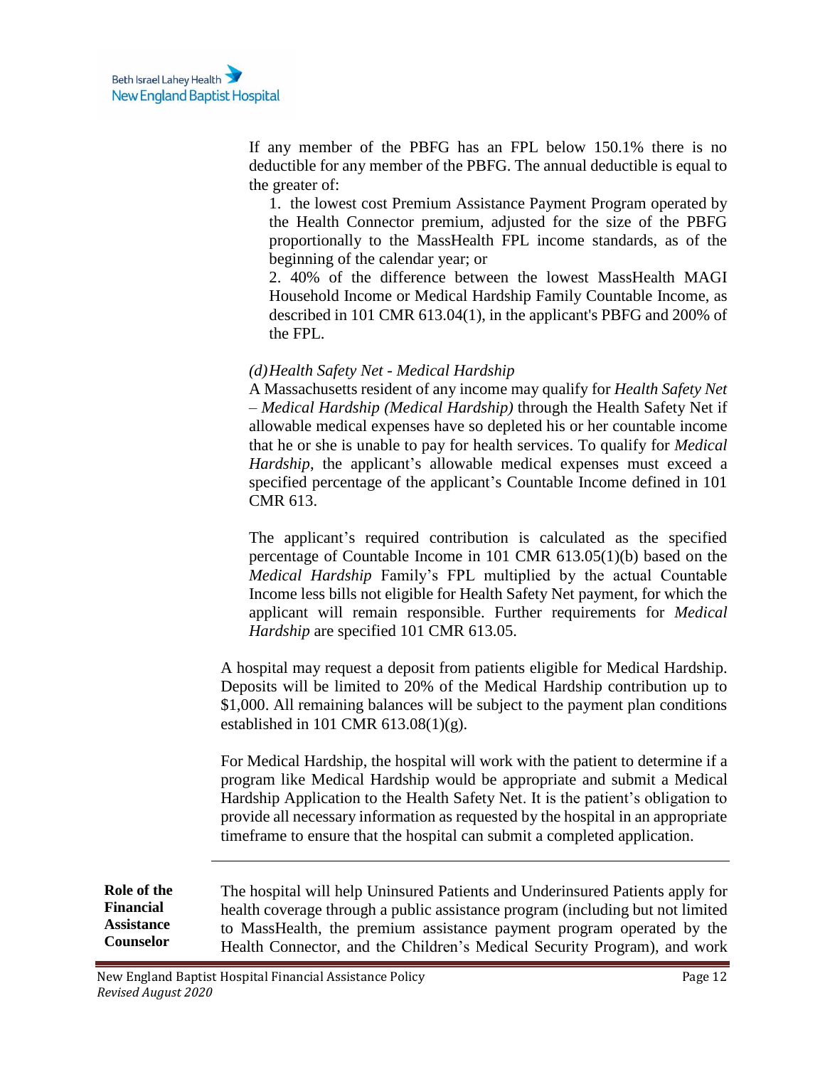If any member of the PBFG has an FPL below 150.1% there is no deductible for any member of the PBFG. The annual deductible is equal to the greater of:

1. the lowest cost Premium Assistance Payment Program operated by the Health Connector premium, adjusted for the size of the PBFG proportionally to the MassHealth FPL income standards, as of the beginning of the calendar year; or
2. 40% of the difference between the lowest MassHealth MAGI Household Income or Medical Hardship Family Countable Income, as described in 101 CMR 613.04(1), in the applicant's PBFG and 200% of the FPL.

*(d) Health Safety Net - Medical Hardship*

A Massachusetts resident of any income may qualify for *Health Safety Net – Medical Hardship (Medical Hardship)* through the Health Safety Net if allowable medical expenses have so depleted his or her countable income that he or she is unable to pay for health services. To qualify for *Medical Hardship*, the applicant's allowable medical expenses must exceed a specified percentage of the applicant's Countable Income defined in 101 CMR 613.

The applicant's required contribution is calculated as the specified percentage of Countable Income in 101 CMR 613.05(1)(b) based on the *Medical Hardship* Family's FPL multiplied by the actual Countable Income less bills not eligible for Health Safety Net payment, for which the applicant will remain responsible. Further requirements for *Medical Hardship* are specified 101 CMR 613.05.

A hospital may request a deposit from patients eligible for Medical Hardship. Deposits will be limited to 20% of the Medical Hardship contribution up to $1,000. All remaining balances will be subject to the payment plan conditions established in 101 CMR 613.08(1)(g).

For Medical Hardship, the hospital will work with the patient to determine if a program like Medical Hardship would be appropriate and submit a Medical Hardship Application to the Health Safety Net. It is the patient's obligation to provide all necessary information as requested by the hospital in an appropriate timeframe to ensure that the hospital can submit a completed application.

---

**Role of the Financial Assistance Counselor**

The hospital will help Uninsured Patients and Underinsured Patients apply for health coverage through a public assistance program (including but not limited to MassHealth, the premium assistance payment program operated by the Health Connector, and the Children's Medical Security Program), and work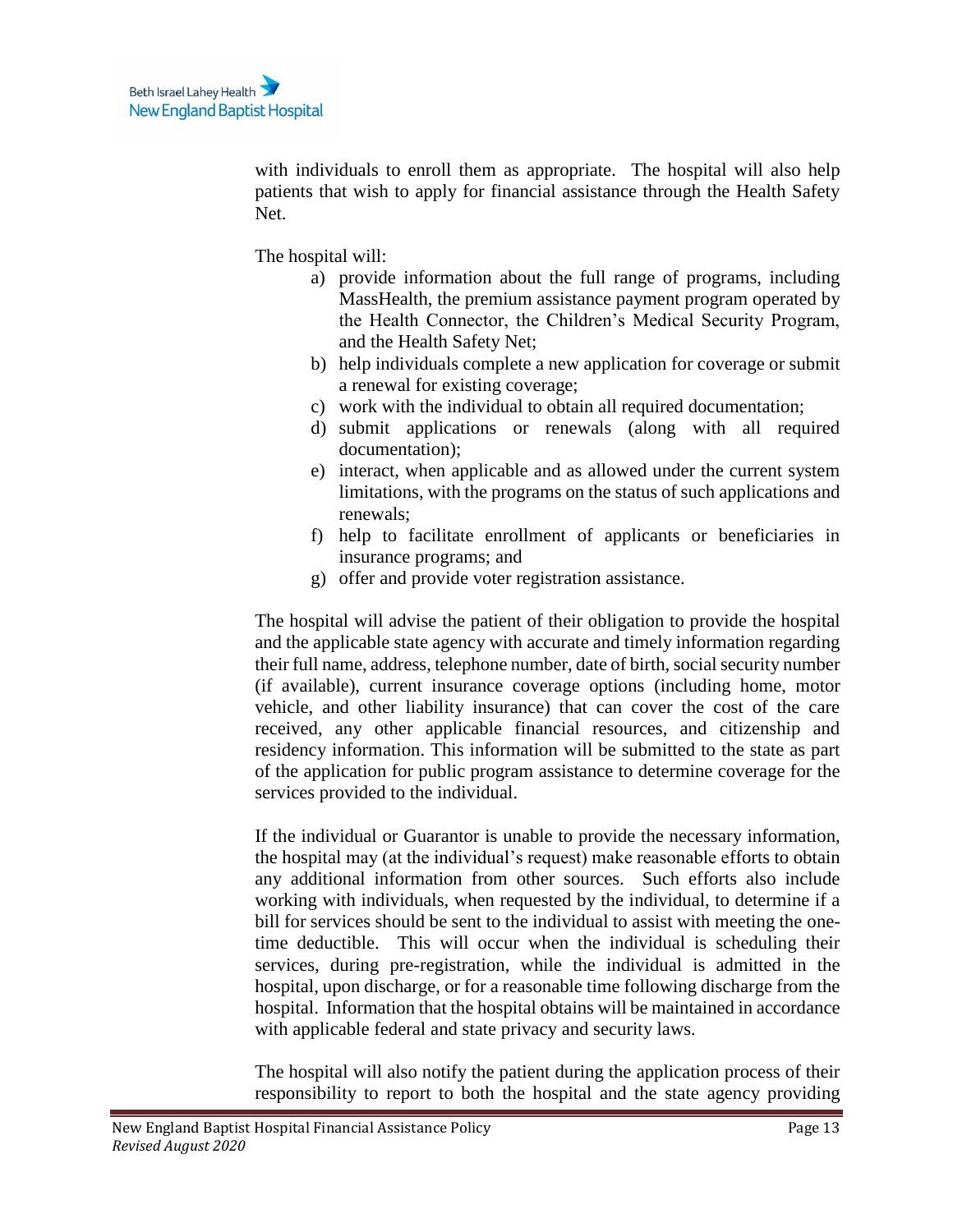with individuals to enroll them as appropriate. The hospital will also help patients that wish to apply for financial assistance through the Health Safety Net.

The hospital will:

a) provide information about the full range of programs, including MassHealth, the premium assistance payment program operated by the Health Connector, the Children's Medical Security Program, and the Health Safety Net;
b) help individuals complete a new application for coverage or submit a renewal for existing coverage;
c) work with the individual to obtain all required documentation;
d) submit applications or renewals (along with all required documentation);
e) interact, when applicable and as allowed under the current system limitations, with the programs on the status of such applications and renewals;
f) help to facilitate enrollment of applicants or beneficiaries in insurance programs; and
g) offer and provide voter registration assistance.

The hospital will advise the patient of their obligation to provide the hospital and the applicable state agency with accurate and timely information regarding their full name, address, telephone number, date of birth, social security number (if available), current insurance coverage options (including home, motor vehicle, and other liability insurance) that can cover the cost of the care received, any other applicable financial resources, and citizenship and residency information. This information will be submitted to the state as part of the application for public program assistance to determine coverage for the services provided to the individual.

If the individual or Guarantor is unable to provide the necessary information, the hospital may (at the individual's request) make reasonable efforts to obtain any additional information from other sources. Such efforts also include working with individuals, when requested by the individual, to determine if a bill for services should be sent to the individual to assist with meeting the one-time deductible. This will occur when the individual is scheduling their services, during pre-registration, while the individual is admitted in the hospital, upon discharge, or for a reasonable time following discharge from the hospital. Information that the hospital obtains will be maintained in accordance with applicable federal and state privacy and security laws.

The hospital will also notify the patient during the application process of their responsibility to report to both the hospital and the state agency providing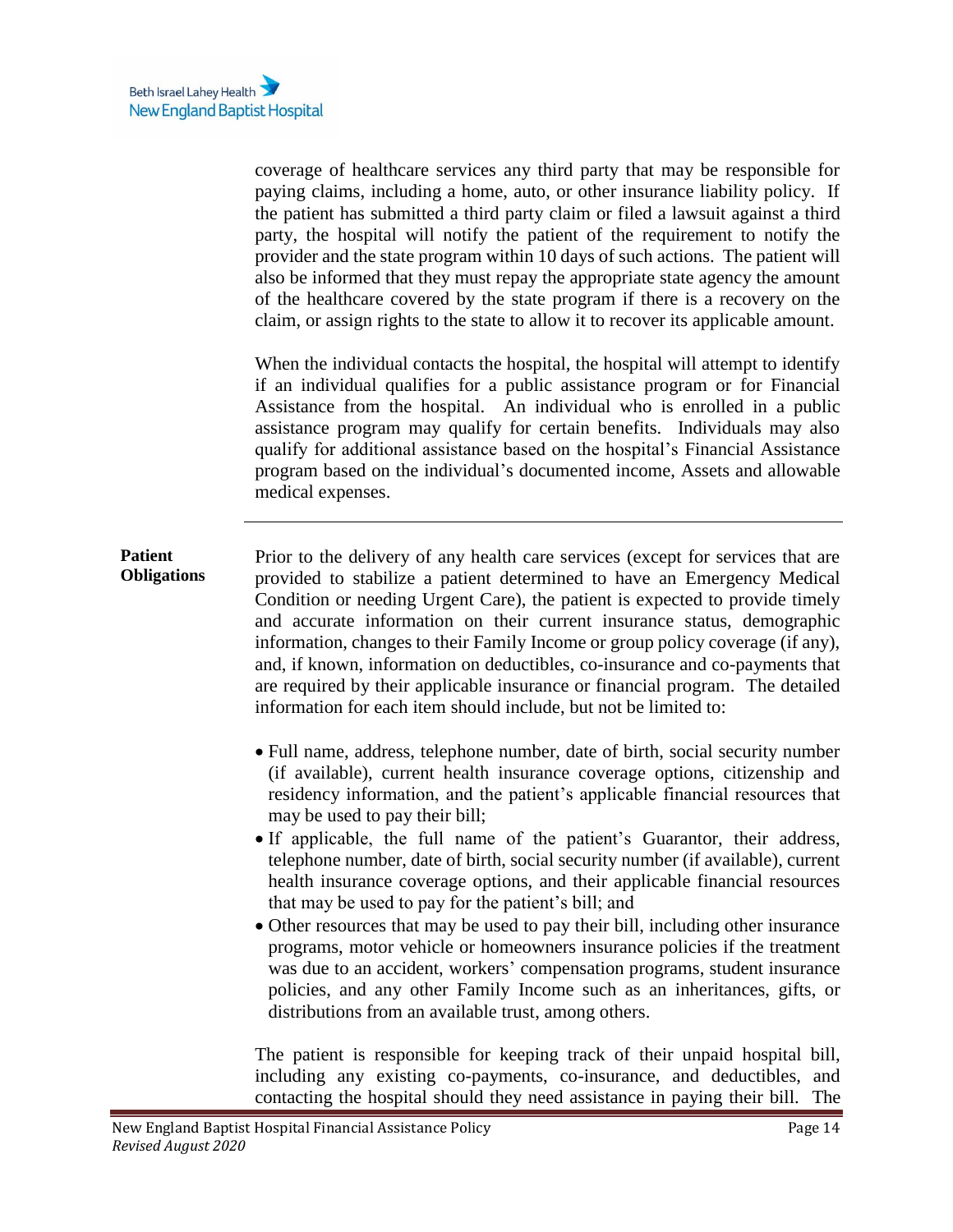coverage of healthcare services any third party that may be responsible for paying claims, including a home, auto, or other insurance liability policy. If the patient has submitted a third party claim or filed a lawsuit against a third party, the hospital will notify the patient of the requirement to notify the provider and the state program within 10 days of such actions. The patient will also be informed that they must repay the appropriate state agency the amount of the healthcare covered by the state program if there is a recovery on the claim, or assign rights to the state to allow it to recover its applicable amount.

When the individual contacts the hospital, the hospital will attempt to identify if an individual qualifies for a public assistance program or for Financial Assistance from the hospital. An individual who is enrolled in a public assistance program may qualify for certain benefits. Individuals may also qualify for additional assistance based on the hospital's Financial Assistance program based on the individual's documented income, Assets and allowable medical expenses.

---

**Patient Obligations**

Prior to the delivery of any health care services (except for services that are provided to stabilize a patient determined to have an Emergency Medical Condition or needing Urgent Care), the patient is expected to provide timely and accurate information on their current insurance status, demographic information, changes to their Family Income or group policy coverage (if any), and, if known, information on deductibles, co-insurance and co-payments that are required by their applicable insurance or financial program. The detailed information for each item should include, but not be limited to:

- Full name, address, telephone number, date of birth, social security number (if available), current health insurance coverage options, citizenship and residency information, and the patient's applicable financial resources that may be used to pay their bill;
- If applicable, the full name of the patient's Guarantor, their address, telephone number, date of birth, social security number (if available), current health insurance coverage options, and their applicable financial resources that may be used to pay for the patient's bill; and
- Other resources that may be used to pay their bill, including other insurance programs, motor vehicle or homeowners insurance policies if the treatment was due to an accident, workers' compensation programs, student insurance policies, and any other Family Income such as an inheritances, gifts, or distributions from an available trust, among others.

The patient is responsible for keeping track of their unpaid hospital bill, including any existing co-payments, co-insurance, and deductibles, and contacting the hospital should they need assistance in paying their bill. The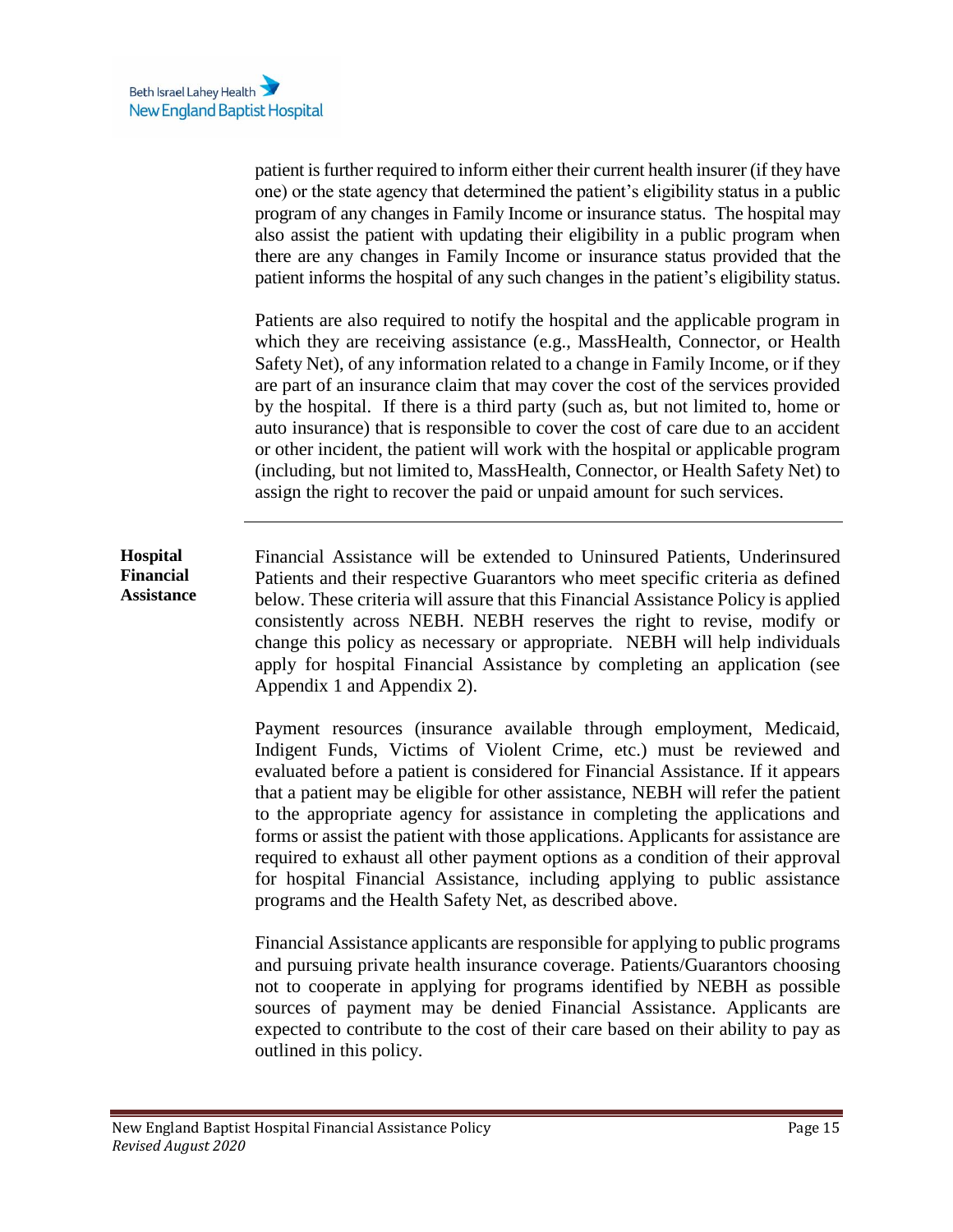patient is further required to inform either their current health insurer (if they have one) or the state agency that determined the patient's eligibility status in a public program of any changes in Family Income or insurance status. The hospital may also assist the patient with updating their eligibility in a public program when there are any changes in Family Income or insurance status provided that the patient informs the hospital of any such changes in the patient's eligibility status.

Patients are also required to notify the hospital and the applicable program in which they are receiving assistance (e.g., MassHealth, Connector, or Health Safety Net), of any information related to a change in Family Income, or if they are part of an insurance claim that may cover the cost of the services provided by the hospital. If there is a third party (such as, but not limited to, home or auto insurance) that is responsible to cover the cost of care due to an accident or other incident, the patient will work with the hospital or applicable program (including, but not limited to, MassHealth, Connector, or Health Safety Net) to assign the right to recover the paid or unpaid amount for such services.

---

**Hospital Financial Assistance**

Financial Assistance will be extended to Uninsured Patients, Underinsured Patients and their respective Guarantors who meet specific criteria as defined below. These criteria will assure that this Financial Assistance Policy is applied consistently across NEBH. NEBH reserves the right to revise, modify or change this policy as necessary or appropriate. NEBH will help individuals apply for hospital Financial Assistance by completing an application (see Appendix 1 and Appendix 2).

Payment resources (insurance available through employment, Medicaid, Indigent Funds, Victims of Violent Crime, etc.) must be reviewed and evaluated before a patient is considered for Financial Assistance. If it appears that a patient may be eligible for other assistance, NEBH will refer the patient to the appropriate agency for assistance in completing the applications and forms or assist the patient with those applications. Applicants for assistance are required to exhaust all other payment options as a condition of their approval for hospital Financial Assistance, including applying to public assistance programs and the Health Safety Net, as described above.

Financial Assistance applicants are responsible for applying to public programs and pursuing private health insurance coverage. Patients/Guarantors choosing not to cooperate in applying for programs identified by NEBH as possible sources of payment may be denied Financial Assistance. Applicants are expected to contribute to the cost of their care based on their ability to pay as outlined in this policy.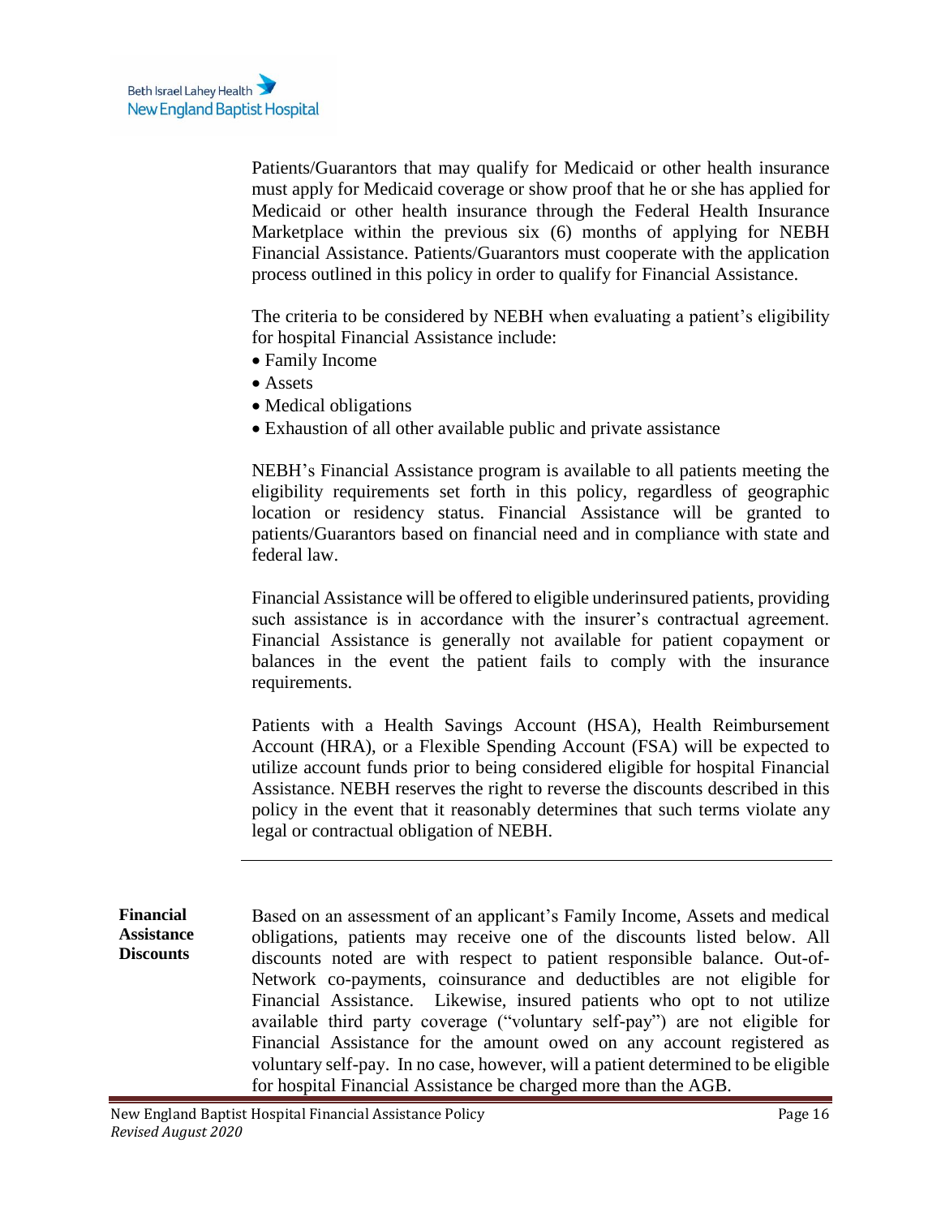Patients/Guarantors that may qualify for Medicaid or other health insurance must apply for Medicaid coverage or show proof that he or she has applied for Medicaid or other health insurance through the Federal Health Insurance Marketplace within the previous six (6) months of applying for NEBH Financial Assistance. Patients/Guarantors must cooperate with the application process outlined in this policy in order to qualify for Financial Assistance.

The criteria to be considered by NEBH when evaluating a patient's eligibility for hospital Financial Assistance include:

- Family Income
- Assets
- Medical obligations
- Exhaustion of all other available public and private assistance

NEBH's Financial Assistance program is available to all patients meeting the eligibility requirements set forth in this policy, regardless of geographic location or residency status. Financial Assistance will be granted to patients/Guarantors based on financial need and in compliance with state and federal law.

Financial Assistance will be offered to eligible underinsured patients, providing such assistance is in accordance with the insurer's contractual agreement. Financial Assistance is generally not available for patient copayment or balances in the event the patient fails to comply with the insurance requirements.

Patients with a Health Savings Account (HSA), Health Reimbursement Account (HRA), or a Flexible Spending Account (FSA) will be expected to utilize account funds prior to being considered eligible for hospital Financial Assistance. NEBH reserves the right to reverse the discounts described in this policy in the event that it reasonably determines that such terms violate any legal or contractual obligation of NEBH.

---

**Financial Assistance Discounts**

Based on an assessment of an applicant's Family Income, Assets and medical obligations, patients may receive one of the discounts listed below. All discounts noted are with respect to patient responsible balance. Out-of-Network co-payments, coinsurance and deductibles are not eligible for Financial Assistance. Likewise, insured patients who opt to not utilize available third party coverage ("voluntary self-pay") are not eligible for Financial Assistance for the amount owed on any account registered as voluntary self-pay. In no case, however, will a patient determined to be eligible for hospital Financial Assistance be charged more than the AGB.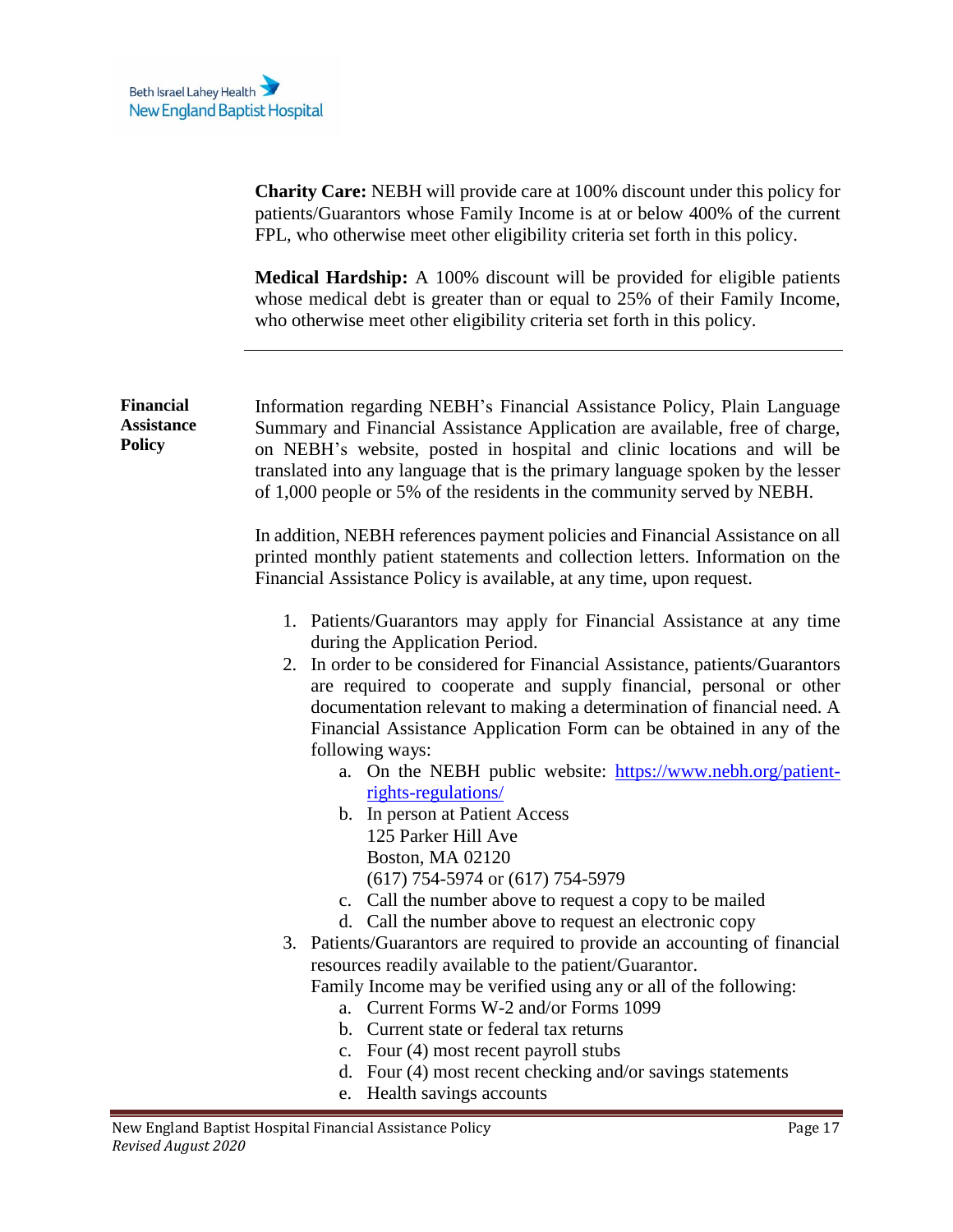**Charity Care:** NEBH will provide care at 100% discount under this policy for patients/Guarantors whose Family Income is at or below 400% of the current FPL, who otherwise meet other eligibility criteria set forth in this policy.

**Medical Hardship:** A 100% discount will be provided for eligible patients whose medical debt is greater than or equal to 25% of their Family Income, who otherwise meet other eligibility criteria set forth in this policy.

---

**Financial Assistance Policy**

Information regarding NEBH's Financial Assistance Policy, Plain Language Summary and Financial Assistance Application are available, free of charge, on NEBH's website, posted in hospital and clinic locations and will be translated into any language that is the primary language spoken by the lesser of 1,000 people or 5% of the residents in the community served by NEBH.

In addition, NEBH references payment policies and Financial Assistance on all printed monthly patient statements and collection letters. Information on the Financial Assistance Policy is available, at any time, upon request.

1. Patients/Guarantors may apply for Financial Assistance at any time during the Application Period.
2. In order to be considered for Financial Assistance, patients/Guarantors are required to cooperate and supply financial, personal or other documentation relevant to making a determination of financial need. A Financial Assistance Application Form can be obtained in any of the following ways:
   a. On the NEBH public website: https://www.nebh.org/patient-rights-regulations/
   b. In person at Patient Access
      125 Parker Hill Ave
      Boston, MA 02120
      (617) 754-5974 or (617) 754-5979
   c. Call the number above to request a copy to be mailed
   d. Call the number above to request an electronic copy
3. Patients/Guarantors are required to provide an accounting of financial resources readily available to the patient/Guarantor.
   Family Income may be verified using any or all of the following:
   a. Current Forms W-2 and/or Forms 1099
   b. Current state or federal tax returns
   c. Four (4) most recent payroll stubs
   d. Four (4) most recent checking and/or savings statements
   e. Health savings accounts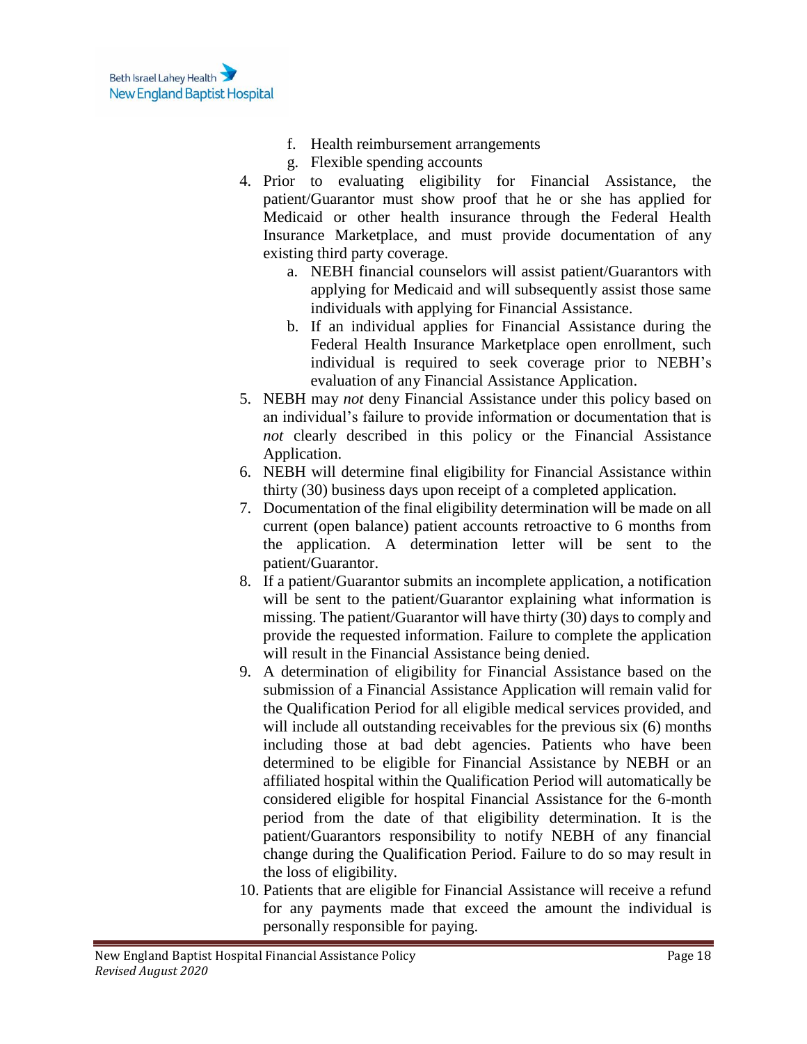f. Health reimbursement arrangements
   g. Flexible spending accounts

4. Prior to evaluating eligibility for Financial Assistance, the patient/Guarantor must show proof that he or she has applied for Medicaid or other health insurance through the Federal Health Insurance Marketplace, and must provide documentation of any existing third party coverage.
   a. NEBH financial counselors will assist patient/Guarantors with applying for Medicaid and will subsequently assist those same individuals with applying for Financial Assistance.
   b. If an individual applies for Financial Assistance during the Federal Health Insurance Marketplace open enrollment, such individual is required to seek coverage prior to NEBH's evaluation of any Financial Assistance Application.
5. NEBH may *not* deny Financial Assistance under this policy based on an individual's failure to provide information or documentation that is *not* clearly described in this policy or the Financial Assistance Application.
6. NEBH will determine final eligibility for Financial Assistance within thirty (30) business days upon receipt of a completed application.
7. Documentation of the final eligibility determination will be made on all current (open balance) patient accounts retroactive to 6 months from the application. A determination letter will be sent to the patient/Guarantor.
8. If a patient/Guarantor submits an incomplete application, a notification will be sent to the patient/Guarantor explaining what information is missing. The patient/Guarantor will have thirty (30) days to comply and provide the requested information. Failure to complete the application will result in the Financial Assistance being denied.
9. A determination of eligibility for Financial Assistance based on the submission of a Financial Assistance Application will remain valid for the Qualification Period for all eligible medical services provided, and will include all outstanding receivables for the previous six (6) months including those at bad debt agencies. Patients who have been determined to be eligible for Financial Assistance by NEBH or an affiliated hospital within the Qualification Period will automatically be considered eligible for hospital Financial Assistance for the 6-month period from the date of that eligibility determination. It is the patient/Guarantors responsibility to notify NEBH of any financial change during the Qualification Period. Failure to do so may result in the loss of eligibility.
10. Patients that are eligible for Financial Assistance will receive a refund for any payments made that exceed the amount the individual is personally responsible for paying.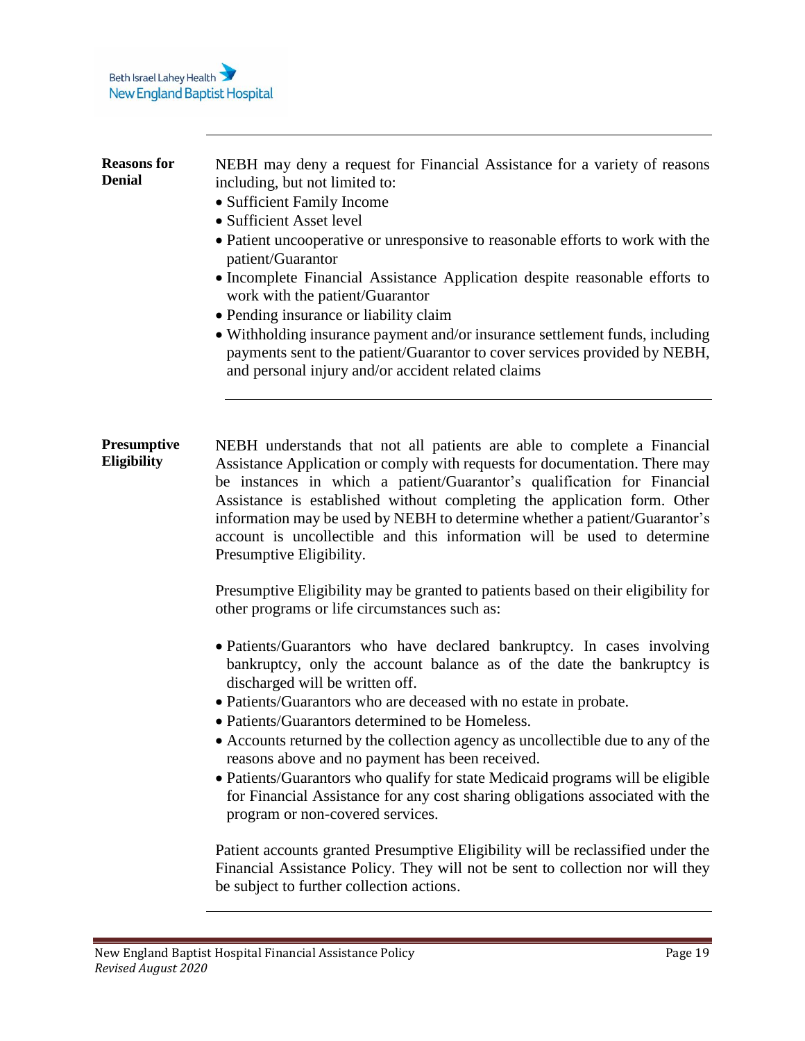**Reasons for Denial**

NEBH may deny a request for Financial Assistance for a variety of reasons including, but not limited to:

- Sufficient Family Income
- Sufficient Asset level
- Patient uncooperative or unresponsive to reasonable efforts to work with the patient/Guarantor
- Incomplete Financial Assistance Application despite reasonable efforts to work with the patient/Guarantor
- Pending insurance or liability claim
- Withholding insurance payment and/or insurance settlement funds, including payments sent to the patient/Guarantor to cover services provided by NEBH, and personal injury and/or accident related claims

**Presumptive Eligibility**

NEBH understands that not all patients are able to complete a Financial Assistance Application or comply with requests for documentation. There may be instances in which a patient/Guarantor's qualification for Financial Assistance is established without completing the application form. Other information may be used by NEBH to determine whether a patient/Guarantor's account is uncollectible and this information will be used to determine Presumptive Eligibility.

Presumptive Eligibility may be granted to patients based on their eligibility for other programs or life circumstances such as:

- Patients/Guarantors who have declared bankruptcy. In cases involving bankruptcy, only the account balance as of the date the bankruptcy is discharged will be written off.
- Patients/Guarantors who are deceased with no estate in probate.
- Patients/Guarantors determined to be Homeless.
- Accounts returned by the collection agency as uncollectible due to any of the reasons above and no payment has been received.
- Patients/Guarantors who qualify for state Medicaid programs will be eligible for Financial Assistance for any cost sharing obligations associated with the program or non-covered services.

Patient accounts granted Presumptive Eligibility will be reclassified under the Financial Assistance Policy. They will not be sent to collection nor will they be subject to further collection actions.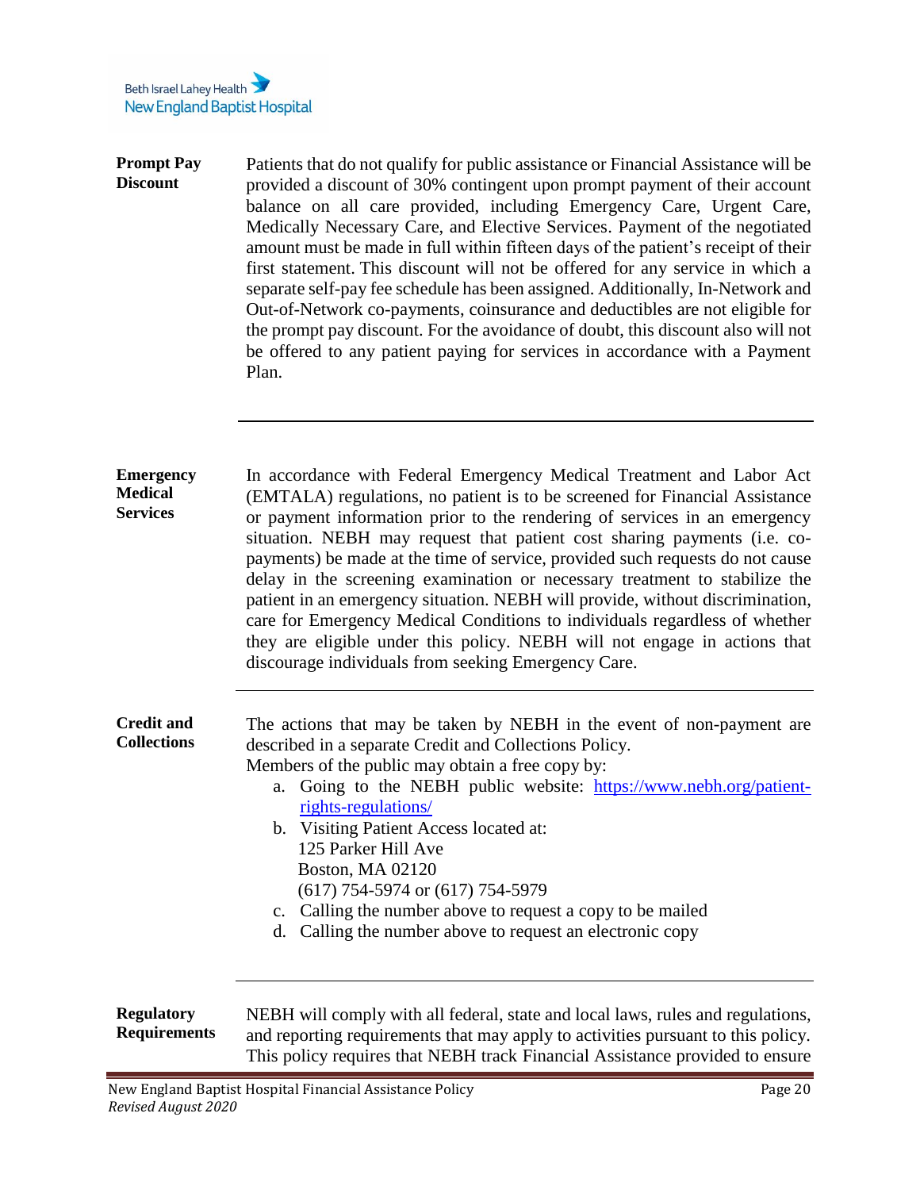**Prompt Pay Discount**

Patients that do not qualify for public assistance or Financial Assistance will be provided a discount of 30% contingent upon prompt payment of their account balance on all care provided, including Emergency Care, Urgent Care, Medically Necessary Care, and Elective Services. Payment of the negotiated amount must be made in full within fifteen days of the patient's receipt of their first statement. This discount will not be offered for any service in which a separate self-pay fee schedule has been assigned. Additionally, In-Network and Out-of-Network co-payments, coinsurance and deductibles are not eligible for the prompt pay discount. For the avoidance of doubt, this discount also will not be offered to any patient paying for services in accordance with a Payment Plan.

---

**Emergency Medical Services**

In accordance with Federal Emergency Medical Treatment and Labor Act (EMTALA) regulations, no patient is to be screened for Financial Assistance or payment information prior to the rendering of services in an emergency situation. NEBH may request that patient cost sharing payments (i.e. co-payments) be made at the time of service, provided such requests do not cause delay in the screening examination or necessary treatment to stabilize the patient in an emergency situation. NEBH will provide, without discrimination, care for Emergency Medical Conditions to individuals regardless of whether they are eligible under this policy. NEBH will not engage in actions that discourage individuals from seeking Emergency Care.

---

**Credit and Collections**

The actions that may be taken by NEBH in the event of non-payment are described in a separate Credit and Collections Policy.
Members of the public may obtain a free copy by:

a. Going to the NEBH public website: [https://www.nebh.org/patient-rights-regulations/](https://www.nebh.org/patient-rights-regulations/)
b. Visiting Patient Access located at:
   125 Parker Hill Ave
   Boston, MA 02120
   (617) 754-5974 or (617) 754-5979
c. Calling the number above to request a copy to be mailed
d. Calling the number above to request an electronic copy

---

**Regulatory Requirements**

NEBH will comply with all federal, state and local laws, rules and regulations, and reporting requirements that may apply to activities pursuant to this policy. This policy requires that NEBH track Financial Assistance provided to ensure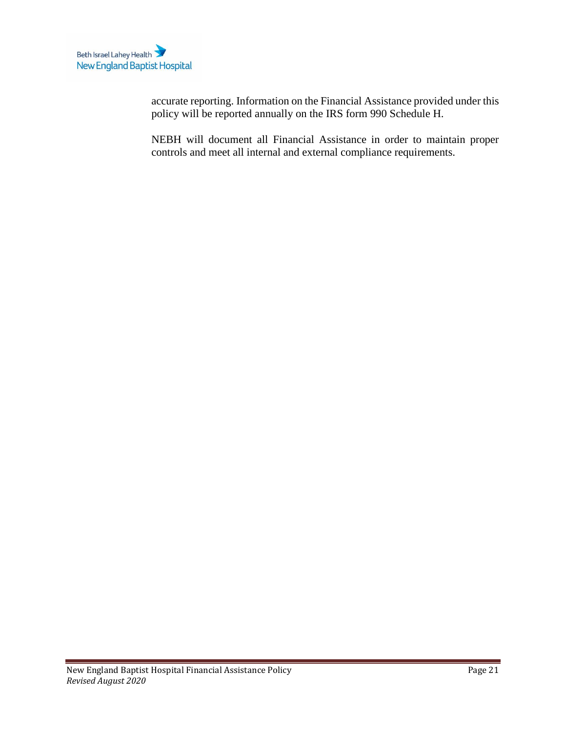accurate reporting. Information on the Financial Assistance provided under this policy will be reported annually on the IRS form 990 Schedule H.

NEBH will document all Financial Assistance in order to maintain proper controls and meet all internal and external compliance requirements.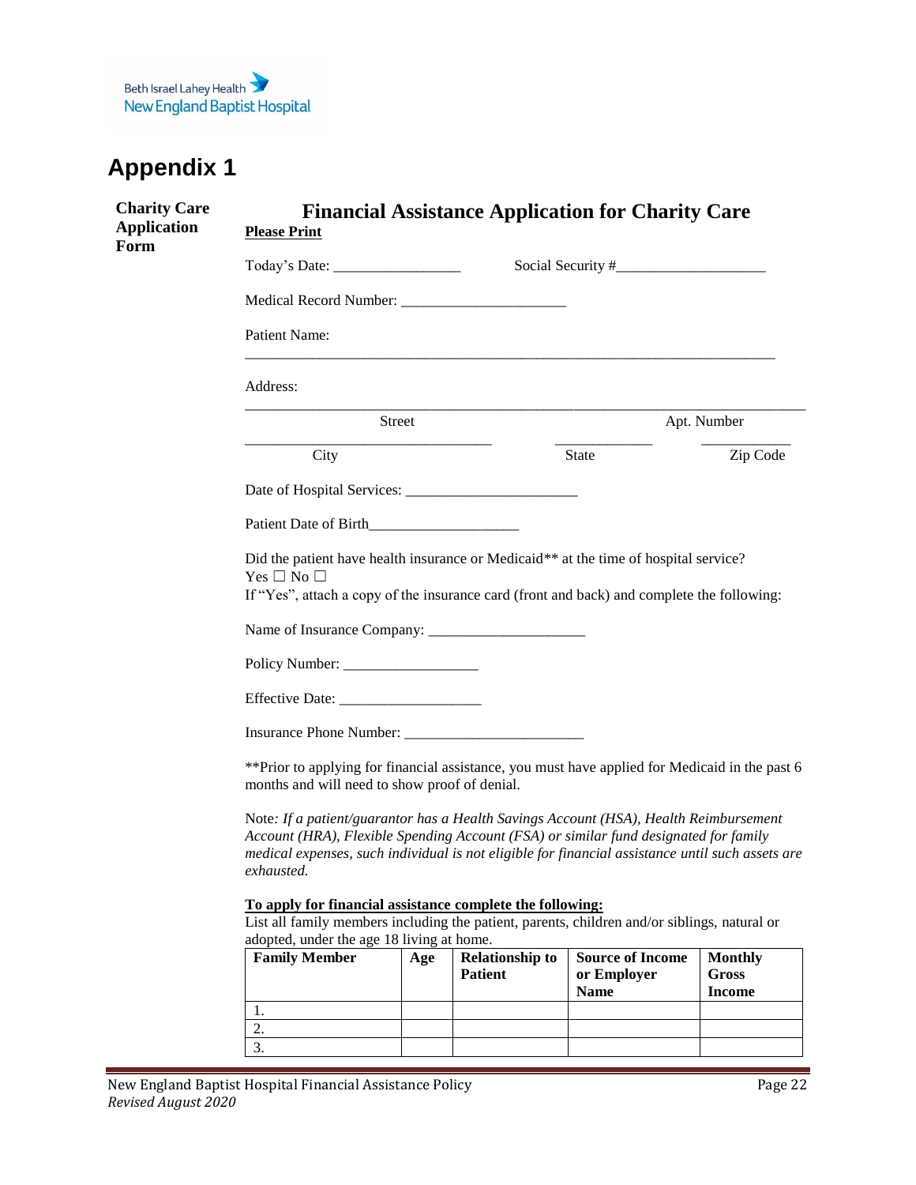# Appendix 1

**Charity Care Application Form**

## Financial Assistance Application for Charity Care

**Please Print**

Today's Date: _________________ Social Security #____________________

Medical Record Number: ______________________

Patient Name:

________________________________________________________________________

Address:

________________________________________________________________________

Street Apt. Number

__________________________________ _____________ ____________

City State Zip Code

Date of Hospital Services: _______________________

Patient Date of Birth_____________________

Did the patient have health insurance or Medicaid** at the time of hospital service?
Yes ☐ No ☐
If "Yes", attach a copy of the insurance card (front and back) and complete the following:

Name of Insurance Company: _____________________

Policy Number: __________________

Effective Date: ___________________

Insurance Phone Number: ________________________

**Prior to applying for financial assistance, you must have applied for Medicaid in the past 6 months and will need to show proof of denial.

Note*: If a patient/guarantor has a Health Savings Account (HSA), Health Reimbursement Account (HRA), Flexible Spending Account (FSA) or similar fund designated for family medical expenses, such individual is not eligible for financial assistance until such assets are exhausted.*

**To apply for financial assistance complete the following:**

List all family members including the patient, parents, children and/or siblings, natural or adopted, under the age 18 living at home.

| Family Member | Age | Relationship to Patient | Source of Income or Employer Name | Monthly Gross Income |
|---|---|---|---|---|
| 1. | | | | |
| 2. | | | | |
| 3. | | | | |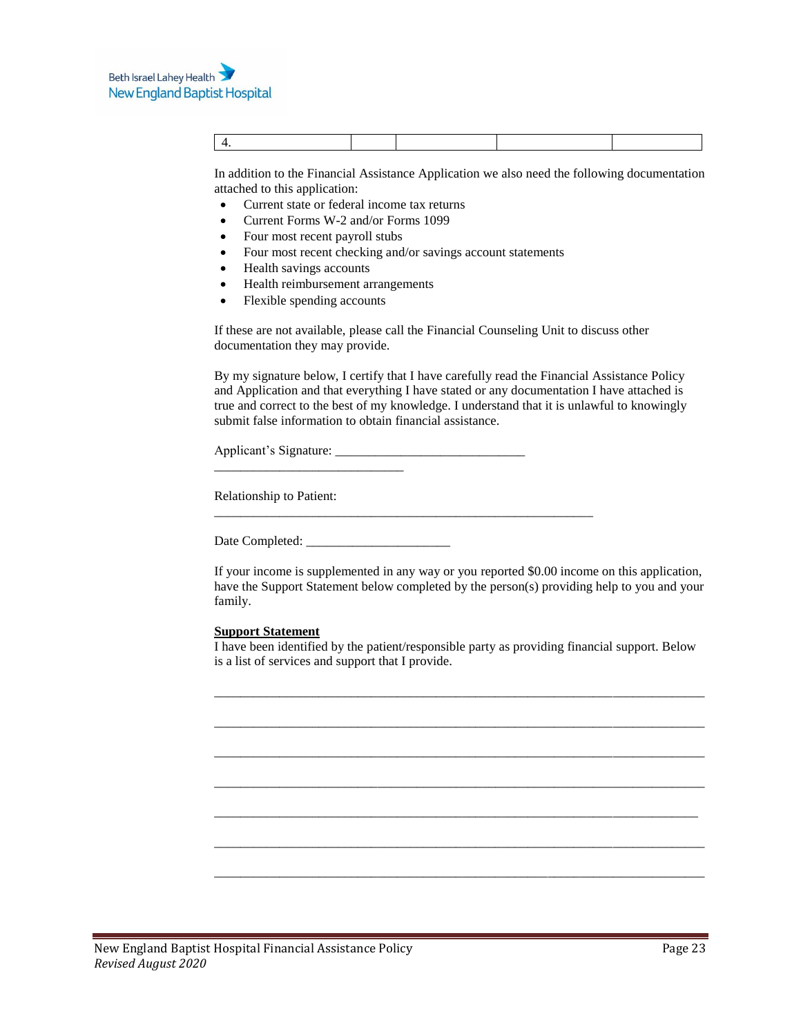| 4. | | | | |
|---|---|---|---|---|

In addition to the Financial Assistance Application we also need the following documentation attached to this application:

- Current state or federal income tax returns
- Current Forms W-2 and/or Forms 1099
- Four most recent payroll stubs
- Four most recent checking and/or savings account statements
- Health savings accounts
- Health reimbursement arrangements
- Flexible spending accounts

If these are not available, please call the Financial Counseling Unit to discuss other documentation they may provide.

By my signature below, I certify that I have carefully read the Financial Assistance Policy and Application and that everything I have stated or any documentation I have attached is true and correct to the best of my knowledge. I understand that it is unlawful to knowingly submit false information to obtain financial assistance.

Applicant's Signature: _____________________________ _____________________________

Relationship to Patient: ___________________________________________________________

Date Completed: ______________________

If your income is supplemented in any way or you reported $0.00 income on this application, have the Support Statement below completed by the person(s) providing help to you and your family.

**Support Statement**

I have been identified by the patient/responsible party as providing financial support. Below is a list of services and support that I provide.

___________________________________________________________________________

___________________________________________________________________________

___________________________________________________________________________

___________________________________________________________________________

___________________________________________________________________________

___________________________________________________________________________

___________________________________________________________________________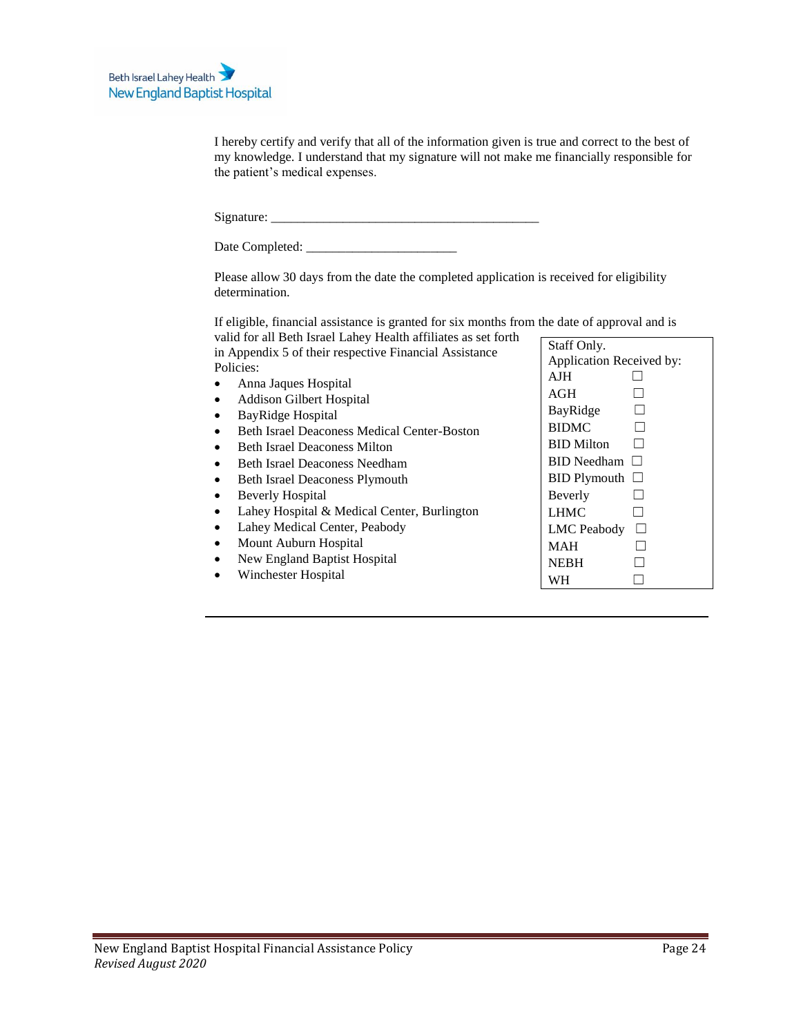I hereby certify and verify that all of the information given is true and correct to the best of my knowledge. I understand that my signature will not make me financially responsible for the patient's medical expenses.

Signature: ___________________________________________

Date Completed: ________________________

Please allow 30 days from the date the completed application is received for eligibility determination.

If eligible, financial assistance is granted for six months from the date of approval and is valid for all Beth Israel Lahey Health affiliates as set forth in Appendix 5 of their respective Financial Assistance Policies:

- Anna Jaques Hospital
- Addison Gilbert Hospital
- BayRidge Hospital
- Beth Israel Deaconess Medical Center-Boston
- Beth Israel Deaconess Milton
- Beth Israel Deaconess Needham
- Beth Israel Deaconess Plymouth
- Beverly Hospital
- Lahey Hospital & Medical Center, Burlington
- Lahey Medical Center, Peabody
- Mount Auburn Hospital
- New England Baptist Hospital
- Winchester Hospital

| Staff Only. Application Received by: | |
|---|---|
| AJH | ☐ |
| AGH | ☐ |
| BayRidge | ☐ |
| BIDMC | ☐ |
| BID Milton | ☐ |
| BID Needham | ☐ |
| BID Plymouth | ☐ |
| Beverly | ☐ |
| LHMC | ☐ |
| LMC Peabody | ☐ |
| MAH | ☐ |
| NEBH | ☐ |
| WH | ☐ |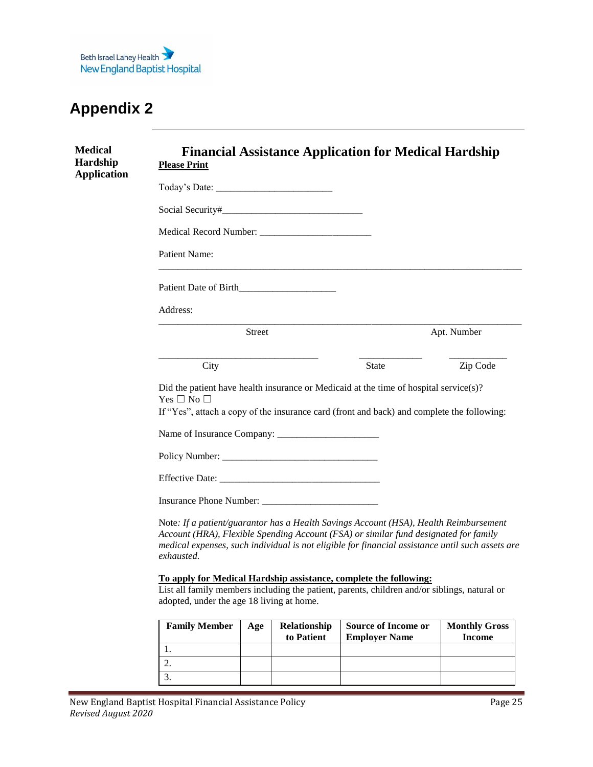# Appendix 2

**Medical Hardship Application**

## Financial Assistance Application for Medical Hardship

**Please Print**

Today's Date: ________________________

Social Security#_____________________________

Medical Record Number: _______________________

Patient Name: ___________________________________________________________________________

Patient Date of Birth____________________

Address:

___________________________________________________________________________

Street                                                  Apt. Number

_________________________________   _____________   ___________

City                                   State   Zip Code

Did the patient have health insurance or Medicaid at the time of hospital service(s)?
Yes ☐ No ☐
If "Yes", attach a copy of the insurance card (front and back) and complete the following:

Name of Insurance Company: _____________________

Policy Number: ________________________________

Effective Date: _________________________________

Insurance Phone Number: ________________________

Note*: If a patient/guarantor has a Health Savings Account (HSA), Health Reimbursement Account (HRA), Flexible Spending Account (FSA) or similar fund designated for family medical expenses, such individual is not eligible for financial assistance until such assets are exhausted.*

**To apply for Medical Hardship assistance, complete the following:**

List all family members including the patient, parents, children and/or siblings, natural or adopted, under the age 18 living at home.

| Family Member | Age | Relationship to Patient | Source of Income or Employer Name | Monthly Gross Income |
|---|---|---|---|---|
| 1. | | | | |
| 2. | | | | |
| 3. | | | | |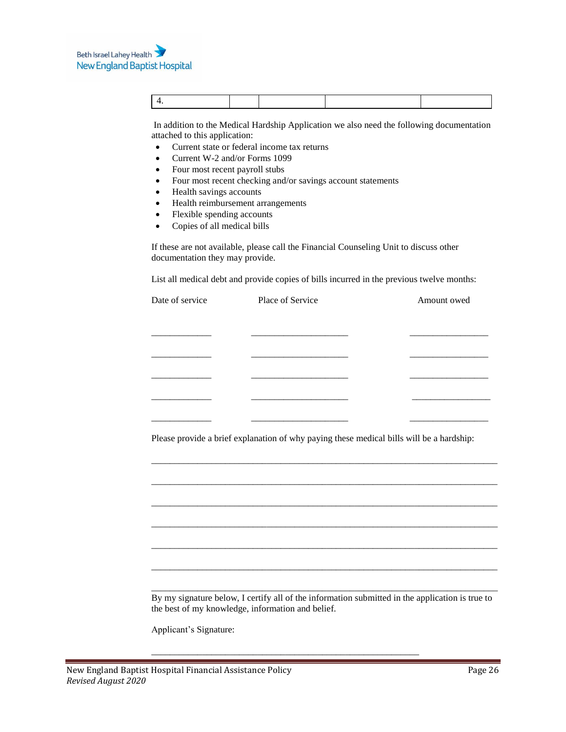| 4. | | | | |
|---|---|---|---|---|

In addition to the Medical Hardship Application we also need the following documentation attached to this application:

- Current state or federal income tax returns
- Current W-2 and/or Forms 1099
- Four most recent payroll stubs
- Four most recent checking and/or savings account statements
- Health savings accounts
- Health reimbursement arrangements
- Flexible spending accounts
- Copies of all medical bills

If these are not available, please call the Financial Counseling Unit to discuss other documentation they may provide.

List all medical debt and provide copies of bills incurred in the previous twelve months:

| Date of service | Place of Service | Amount owed |
|---|---|---|
| ____________ | ____________________ | ________________ |
| ____________ | ____________________ | ________________ |
| ____________ | ____________________ | ________________ |
| ____________ | ____________________ | ________________ |
| ____________ | ____________________ | ________________ |

Please provide a brief explanation of why paying these medical bills will be a hardship:

________________________________________________________________________

________________________________________________________________________

________________________________________________________________________

________________________________________________________________________

________________________________________________________________________

________________________________________________________________________

________________________________________________________________________

By my signature below, I certify all of the information submitted in the application is true to the best of my knowledge, information and belief.

Applicant's Signature:

_______________________________________________________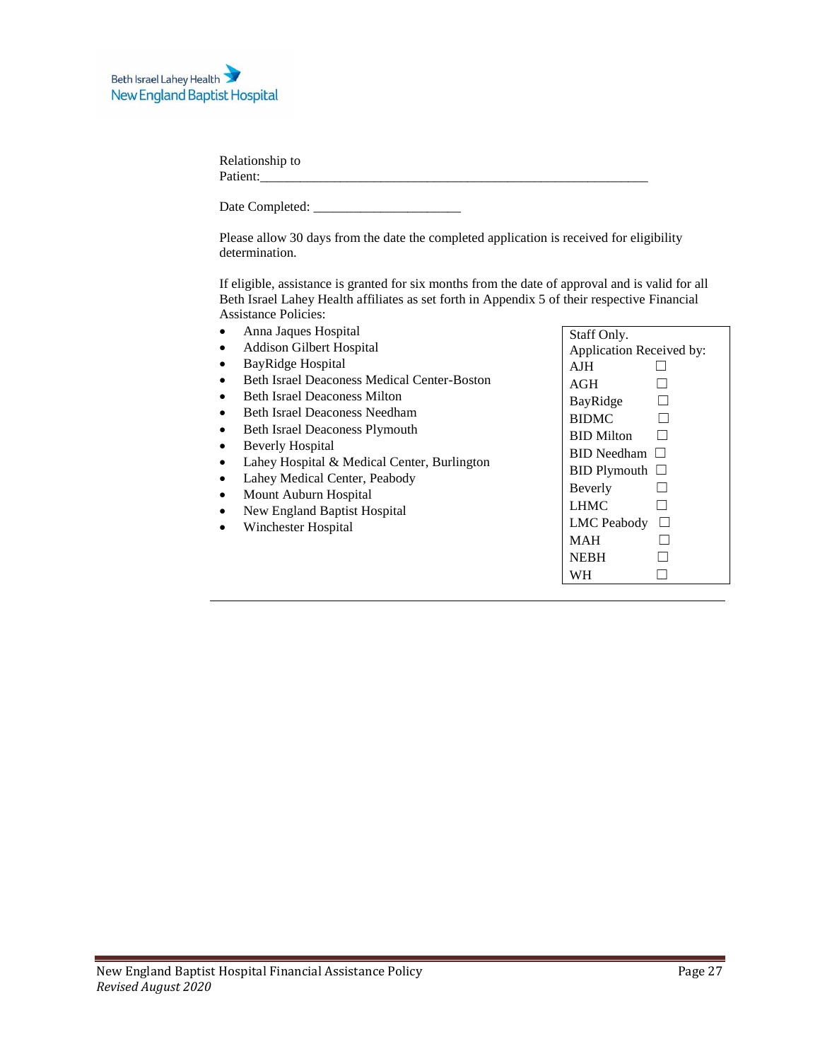Relationship to Patient:____________________________________________________________

Date Completed: ______________________

Please allow 30 days from the date the completed application is received for eligibility determination.

If eligible, assistance is granted for six months from the date of approval and is valid for all Beth Israel Lahey Health affiliates as set forth in Appendix 5 of their respective Financial Assistance Policies:

- Anna Jaques Hospital
- Addison Gilbert Hospital
- BayRidge Hospital
- Beth Israel Deaconess Medical Center-Boston
- Beth Israel Deaconess Milton
- Beth Israel Deaconess Needham
- Beth Israel Deaconess Plymouth
- Beverly Hospital
- Lahey Hospital & Medical Center, Burlington
- Lahey Medical Center, Peabody
- Mount Auburn Hospital
- New England Baptist Hospital
- Winchester Hospital

| Staff Only. Application Received by: | |
|---|---|
| AJH | ☐ |
| AGH | ☐ |
| BayRidge | ☐ |
| BIDMC | ☐ |
| BID Milton | ☐ |
| BID Needham | ☐ |
| BID Plymouth | ☐ |
| Beverly | ☐ |
| LHMC | ☐ |
| LMC Peabody | ☐ |
| MAH | ☐ |
| NEBH | ☐ |
| WH | ☐ |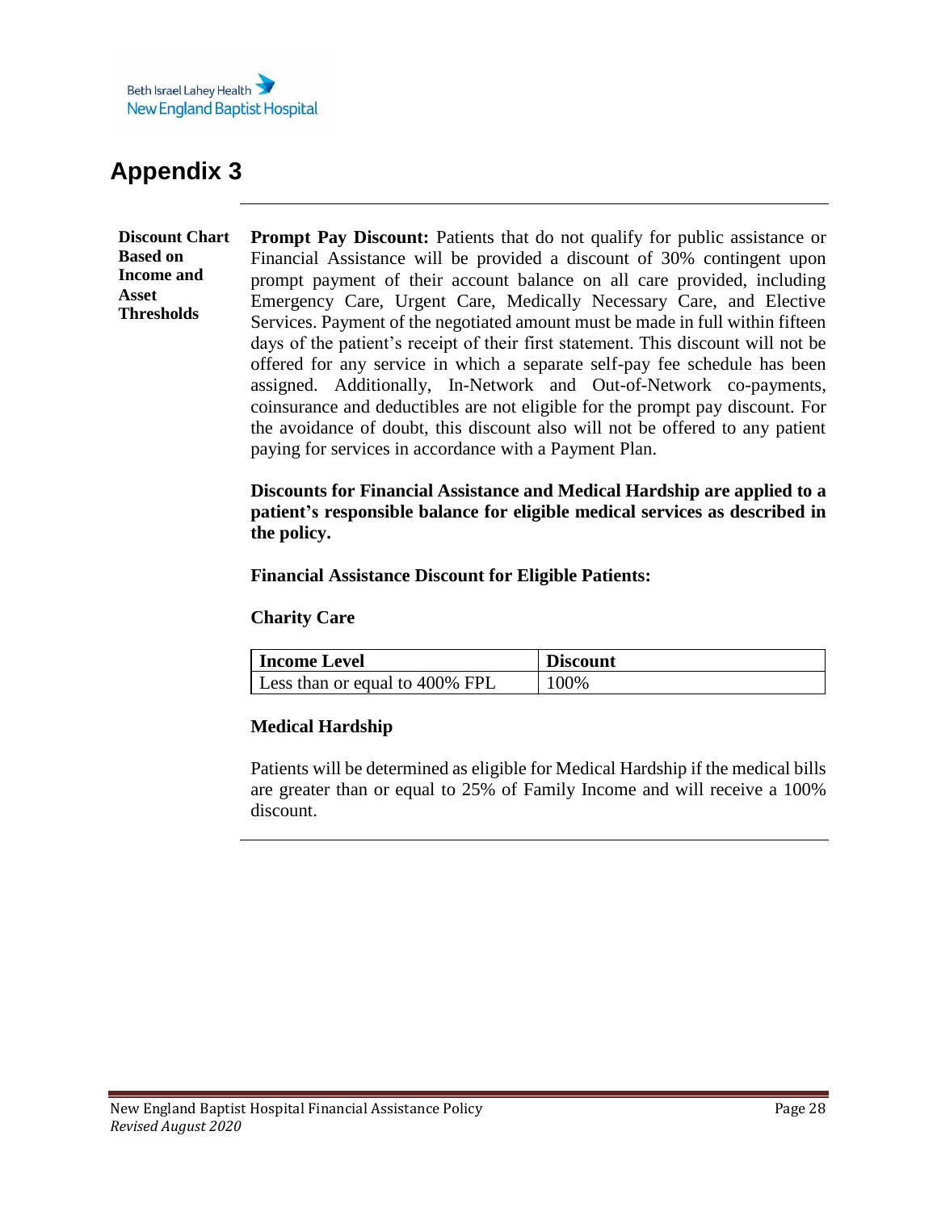# Appendix 3

**Discount Chart Based on Income and Asset Thresholds**

**Prompt Pay Discount:** Patients that do not qualify for public assistance or Financial Assistance will be provided a discount of 30% contingent upon prompt payment of their account balance on all care provided, including Emergency Care, Urgent Care, Medically Necessary Care, and Elective Services. Payment of the negotiated amount must be made in full within fifteen days of the patient's receipt of their first statement. This discount will not be offered for any service in which a separate self-pay fee schedule has been assigned. Additionally, In-Network and Out-of-Network co-payments, coinsurance and deductibles are not eligible for the prompt pay discount. For the avoidance of doubt, this discount also will not be offered to any patient paying for services in accordance with a Payment Plan.

**Discounts for Financial Assistance and Medical Hardship are applied to a patient's responsible balance for eligible medical services as described in the policy.**

**Financial Assistance Discount for Eligible Patients:**

**Charity Care**

| Income Level | Discount |
|---|---|
| Less than or equal to 400% FPL | 100% |

**Medical Hardship**

Patients will be determined as eligible for Medical Hardship if the medical bills are greater than or equal to 25% of Family Income and will receive a 100% discount.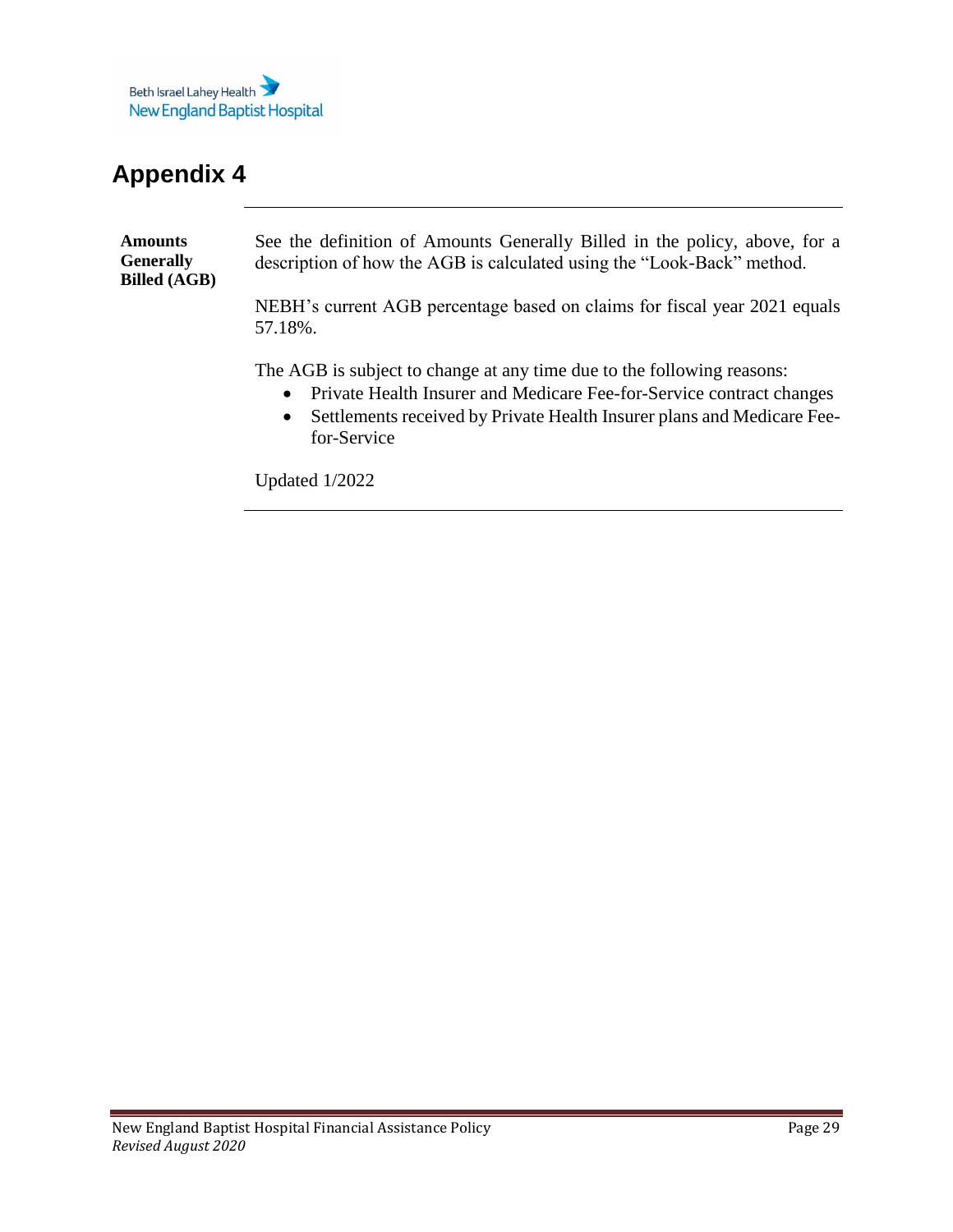# Appendix 4

**Amounts Generally Billed (AGB)**

See the definition of Amounts Generally Billed in the policy, above, for a description of how the AGB is calculated using the "Look-Back" method.

NEBH's current AGB percentage based on claims for fiscal year 2021 equals 57.18%.

The AGB is subject to change at any time due to the following reasons:

- Private Health Insurer and Medicare Fee-for-Service contract changes
- Settlements received by Private Health Insurer plans and Medicare Fee-for-Service

Updated 1/2022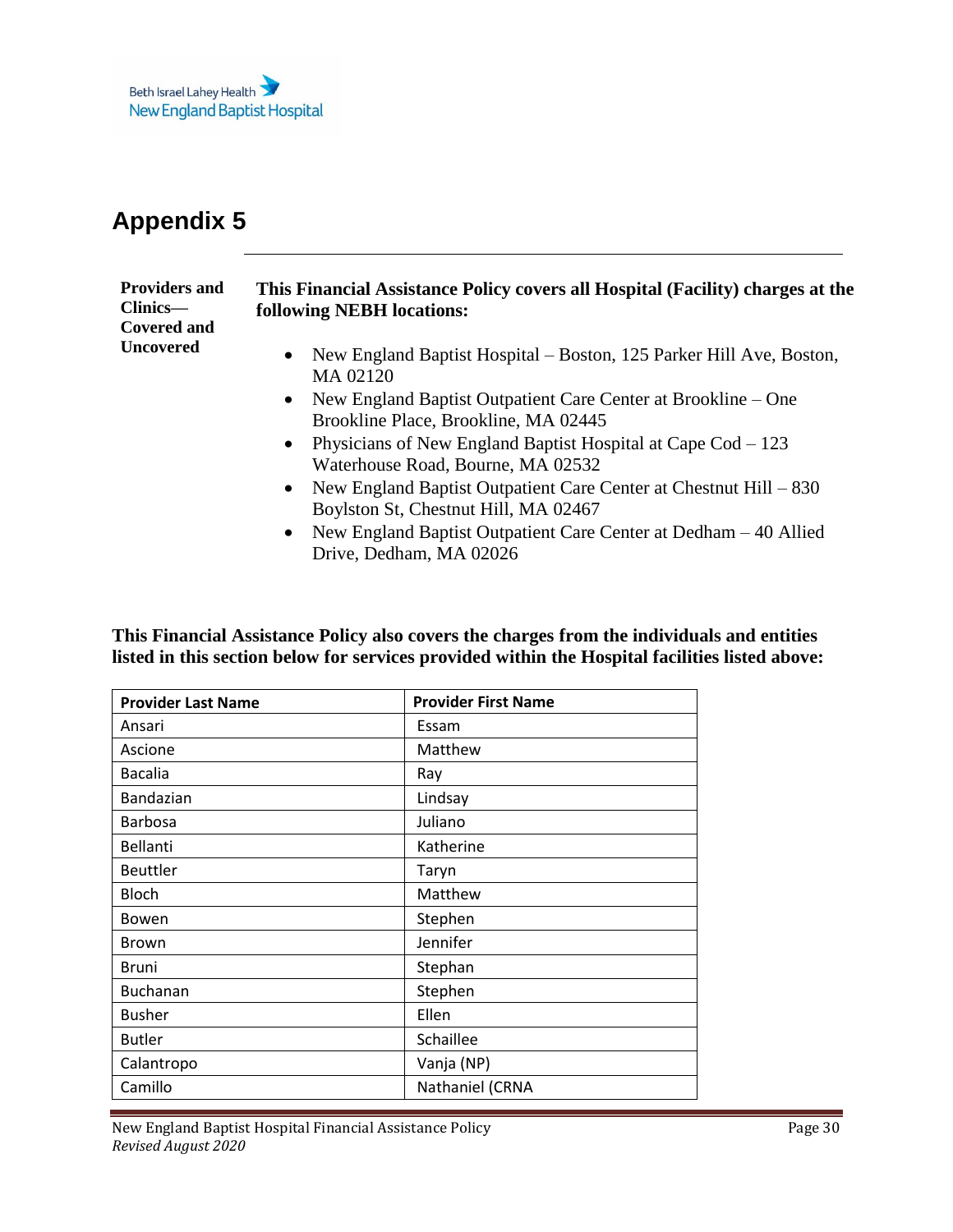# Appendix 5

**Providers and Clinics—Covered and Uncovered**

**This Financial Assistance Policy covers all Hospital (Facility) charges at the following NEBH locations:**

- New England Baptist Hospital – Boston, 125 Parker Hill Ave, Boston, MA 02120
- New England Baptist Outpatient Care Center at Brookline – One Brookline Place, Brookline, MA 02445
- Physicians of New England Baptist Hospital at Cape Cod – 123 Waterhouse Road, Bourne, MA 02532
- New England Baptist Outpatient Care Center at Chestnut Hill – 830 Boylston St, Chestnut Hill, MA 02467
- New England Baptist Outpatient Care Center at Dedham – 40 Allied Drive, Dedham, MA 02026

**This Financial Assistance Policy also covers the charges from the individuals and entities listed in this section below for services provided within the Hospital facilities listed above:**

| Provider Last Name | Provider First Name |
|---|---|
| Ansari | Essam |
| Ascione | Matthew |
| Bacalia | Ray |
| Bandazian | Lindsay |
| Barbosa | Juliano |
| Bellanti | Katherine |
| Beuttler | Taryn |
| Bloch | Matthew |
| Bowen | Stephen |
| Brown | Jennifer |
| Bruni | Stephan |
| Buchanan | Stephen |
| Busher | Ellen |
| Butler | Schaillee |
| Calantropo | Vanja (NP) |
| Camillo | Nathaniel (CRNA |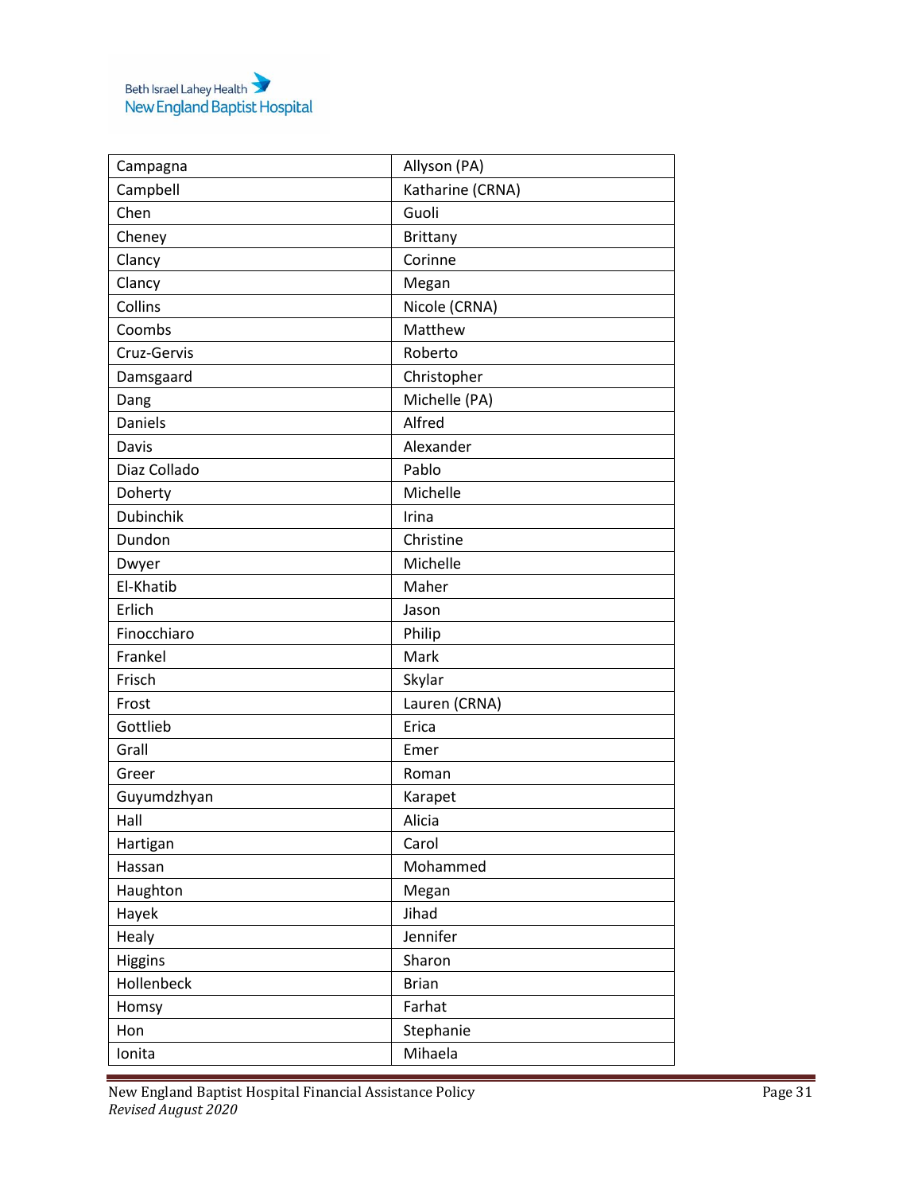| Campagna | Allyson (PA) |
|---|---|
| Campbell | Katharine (CRNA) |
| Chen | Guoli |
| Cheney | Brittany |
| Clancy | Corinne |
| Clancy | Megan |
| Collins | Nicole (CRNA) |
| Coombs | Matthew |
| Cruz-Gervis | Roberto |
| Damsgaard | Christopher |
| Dang | Michelle (PA) |
| Daniels | Alfred |
| Davis | Alexander |
| Diaz Collado | Pablo |
| Doherty | Michelle |
| Dubinchik | Irina |
| Dundon | Christine |
| Dwyer | Michelle |
| El-Khatib | Maher |
| Erlich | Jason |
| Finocchiaro | Philip |
| Frankel | Mark |
| Frisch | Skylar |
| Frost | Lauren (CRNA) |
| Gottlieb | Erica |
| Grall | Emer |
| Greer | Roman |
| Guyumdzhyan | Karapet |
| Hall | Alicia |
| Hartigan | Carol |
| Hassan | Mohammed |
| Haughton | Megan |
| Hayek | Jihad |
| Healy | Jennifer |
| Higgins | Sharon |
| Hollenbeck | Brian |
| Homsy | Farhat |
| Hon | Stephanie |
| Ionita | Mihaela |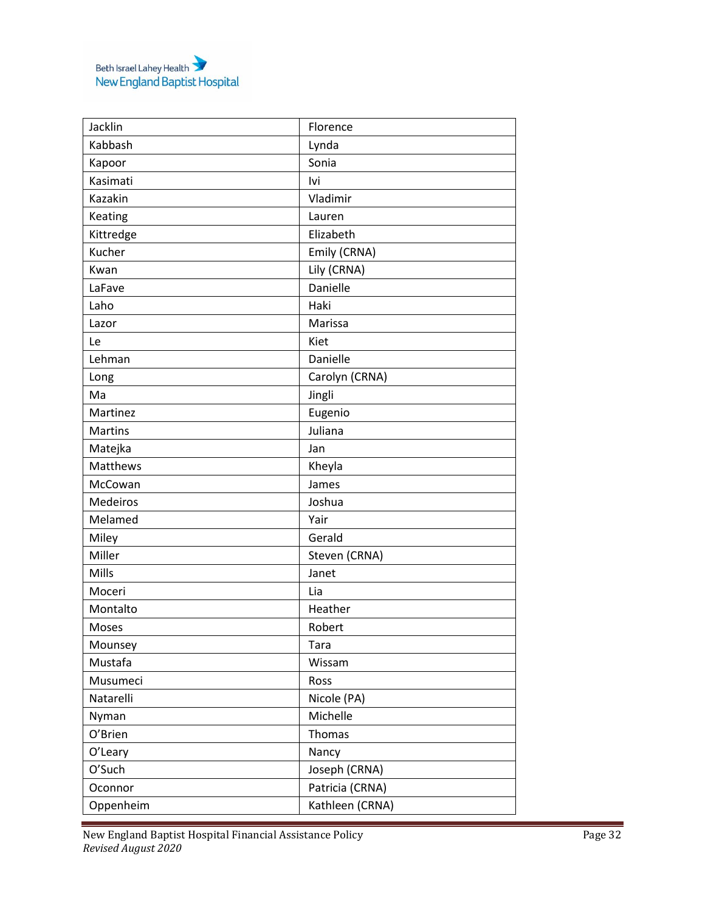| Jacklin | Florence |
|---|---|
| Kabbash | Lynda |
| Kapoor | Sonia |
| Kasimati | Ivi |
| Kazakin | Vladimir |
| Keating | Lauren |
| Kittredge | Elizabeth |
| Kucher | Emily (CRNA) |
| Kwan | Lily (CRNA) |
| LaFave | Danielle |
| Laho | Haki |
| Lazor | Marissa |
| Le | Kiet |
| Lehman | Danielle |
| Long | Carolyn (CRNA) |
| Ma | Jingli |
| Martinez | Eugenio |
| Martins | Juliana |
| Matejka | Jan |
| Matthews | Kheyla |
| McCowan | James |
| Medeiros | Joshua |
| Melamed | Yair |
| Miley | Gerald |
| Miller | Steven (CRNA) |
| Mills | Janet |
| Moceri | Lia |
| Montalto | Heather |
| Moses | Robert |
| Mounsey | Tara |
| Mustafa | Wissam |
| Musumeci | Ross |
| Natarelli | Nicole (PA) |
| Nyman | Michelle |
| O'Brien | Thomas |
| O'Leary | Nancy |
| O'Such | Joseph (CRNA) |
| Oconnor | Patricia (CRNA) |
| Oppenheim | Kathleen (CRNA) |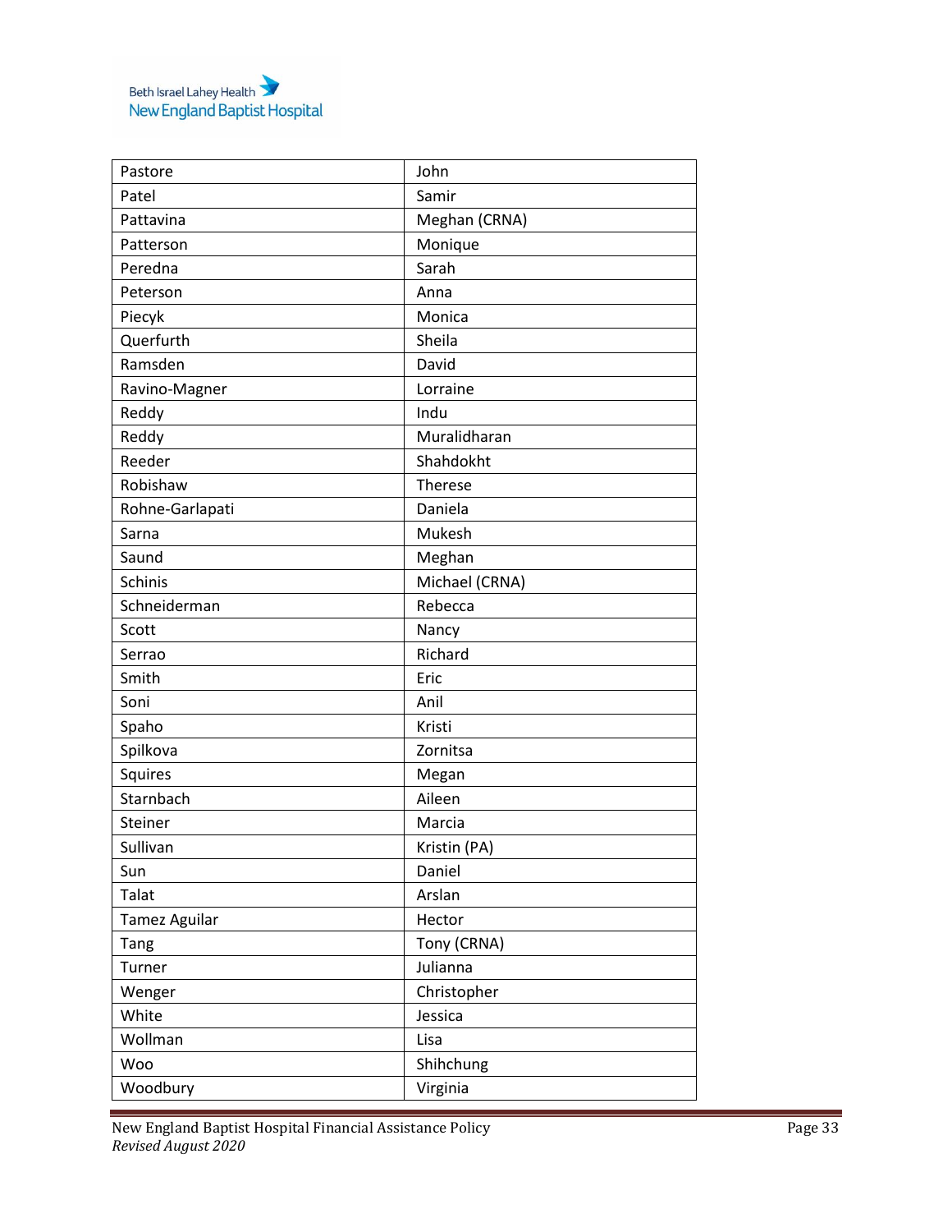| Pastore | John |
|---|---|
| Patel | Samir |
| Pattavina | Meghan (CRNA) |
| Patterson | Monique |
| Peredna | Sarah |
| Peterson | Anna |
| Piecyk | Monica |
| Querfurth | Sheila |
| Ramsden | David |
| Ravino-Magner | Lorraine |
| Reddy | Indu |
| Reddy | Muralidharan |
| Reeder | Shahdokht |
| Robishaw | Therese |
| Rohne-Garlapati | Daniela |
| Sarna | Mukesh |
| Saund | Meghan |
| Schinis | Michael (CRNA) |
| Schneiderman | Rebecca |
| Scott | Nancy |
| Serrao | Richard |
| Smith | Eric |
| Soni | Anil |
| Spaho | Kristi |
| Spilkova | Zornitsa |
| Squires | Megan |
| Starnbach | Aileen |
| Steiner | Marcia |
| Sullivan | Kristin (PA) |
| Sun | Daniel |
| Talat | Arslan |
| Tamez Aguilar | Hector |
| Tang | Tony (CRNA) |
| Turner | Julianna |
| Wenger | Christopher |
| White | Jessica |
| Wollman | Lisa |
| Woo | Shihchung |
| Woodbury | Virginia |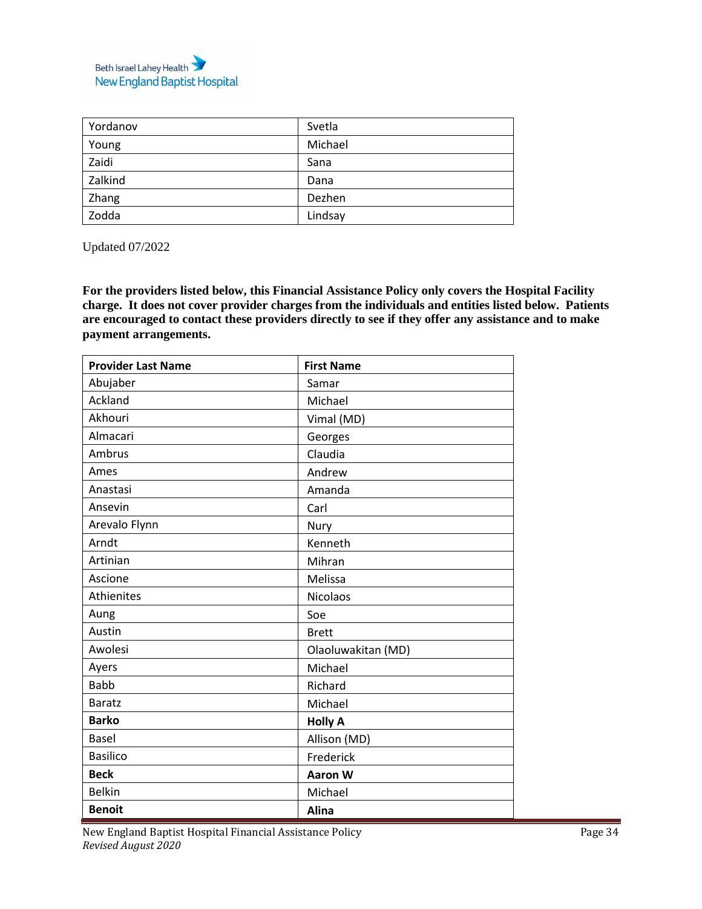| | |
|---|---|
| Yordanov | Svetla |
| Young | Michael |
| Zaidi | Sana |
| Zalkind | Dana |
| Zhang | Dezhen |
| Zodda | Lindsay |

Updated 07/2022

**For the providers listed below, this Financial Assistance Policy only covers the Hospital Facility charge. It does not cover provider charges from the individuals and entities listed below. Patients are encouraged to contact these providers directly to see if they offer any assistance and to make payment arrangements.**

| Provider Last Name | First Name |
|---|---|
| Abujaber | Samar |
| Ackland | Michael |
| Akhouri | Vimal (MD) |
| Almacari | Georges |
| Ambrus | Claudia |
| Ames | Andrew |
| Anastasi | Amanda |
| Ansevin | Carl |
| Arevalo Flynn | Nury |
| Arndt | Kenneth |
| Artinian | Mihran |
| Ascione | Melissa |
| Athienites | Nicolaos |
| Aung | Soe |
| Austin | Brett |
| Awolesi | Olaoluwakitan (MD) |
| Ayers | Michael |
| Babb | Richard |
| Baratz | Michael |
| **Barko** | **Holly A** |
| Basel | Allison (MD) |
| Basilico | Frederick |
| **Beck** | **Aaron W** |
| Belkin | Michael |
| **Benoit** | **Alina** |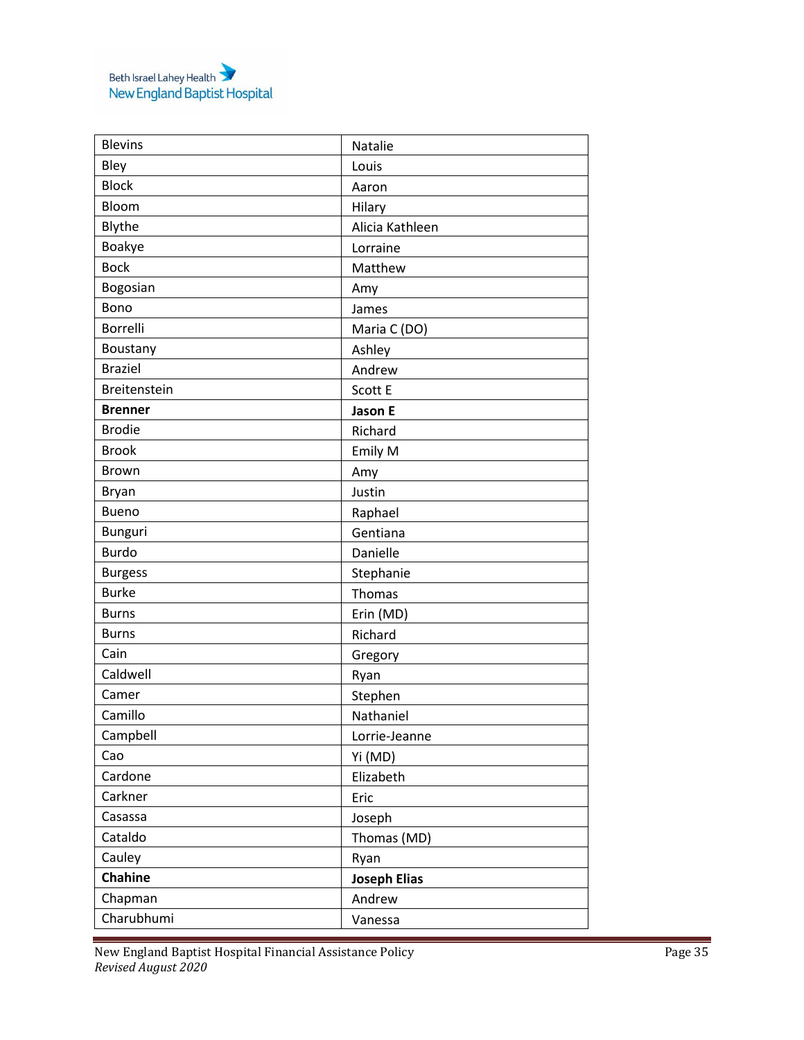| Blevins | Natalie |
|---|---|
| Bley | Louis |
| Block | Aaron |
| Bloom | Hilary |
| Blythe | Alicia Kathleen |
| Boakye | Lorraine |
| Bock | Matthew |
| Bogosian | Amy |
| Bono | James |
| Borrelli | Maria C (DO) |
| Boustany | Ashley |
| Braziel | Andrew |
| Breitenstein | Scott E |
| **Brenner** | **Jason E** |
| Brodie | Richard |
| Brook | Emily M |
| Brown | Amy |
| Bryan | Justin |
| Bueno | Raphael |
| Bunguri | Gentiana |
| Burdo | Danielle |
| Burgess | Stephanie |
| Burke | Thomas |
| Burns | Erin (MD) |
| Burns | Richard |
| Cain | Gregory |
| Caldwell | Ryan |
| Camer | Stephen |
| Camillo | Nathaniel |
| Campbell | Lorrie-Jeanne |
| Cao | Yi (MD) |
| Cardone | Elizabeth |
| Carkner | Eric |
| Casassa | Joseph |
| Cataldo | Thomas (MD) |
| Cauley | Ryan |
| **Chahine** | **Joseph Elias** |
| Chapman | Andrew |
| Charubhumi | Vanessa |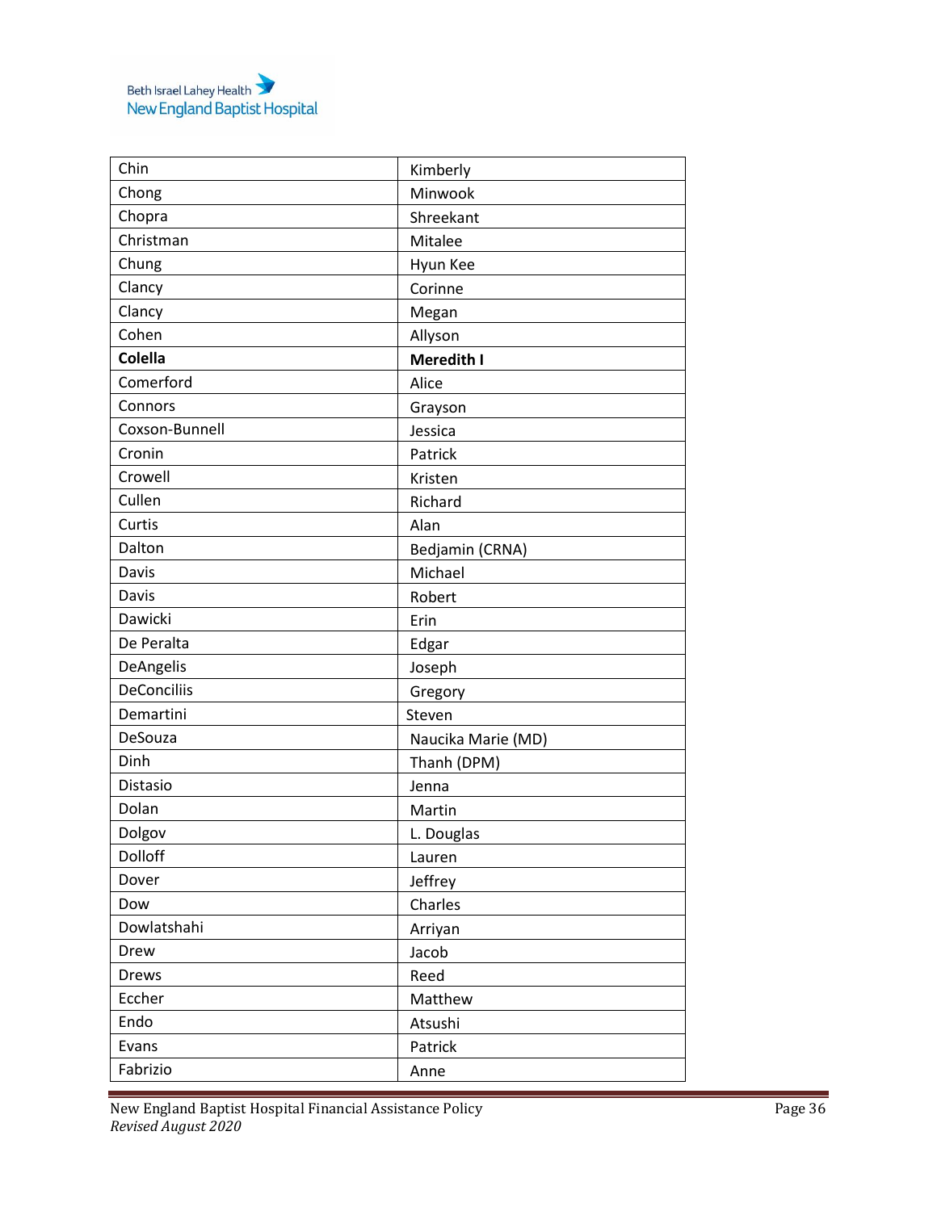| Chin | Kimberly |
|---|---|
| Chong | Minwook |
| Chopra | Shreekant |
| Christman | Mitalee |
| Chung | Hyun Kee |
| Clancy | Corinne |
| Clancy | Megan |
| Cohen | Allyson |
| **Colella** | **Meredith I** |
| Comerford | Alice |
| Connors | Grayson |
| Coxson-Bunnell | Jessica |
| Cronin | Patrick |
| Crowell | Kristen |
| Cullen | Richard |
| Curtis | Alan |
| Dalton | Bedjamin (CRNA) |
| Davis | Michael |
| Davis | Robert |
| Dawicki | Erin |
| De Peralta | Edgar |
| DeAngelis | Joseph |
| DeConciliis | Gregory |
| Demartini | Steven |
| DeSouza | Naucika Marie (MD) |
| Dinh | Thanh (DPM) |
| Distasio | Jenna |
| Dolan | Martin |
| Dolgov | L. Douglas |
| Dolloff | Lauren |
| Dover | Jeffrey |
| Dow | Charles |
| Dowlatshahi | Arriyan |
| Drew | Jacob |
| Drews | Reed |
| Eccher | Matthew |
| Endo | Atsushi |
| Evans | Patrick |
| Fabrizio | Anne |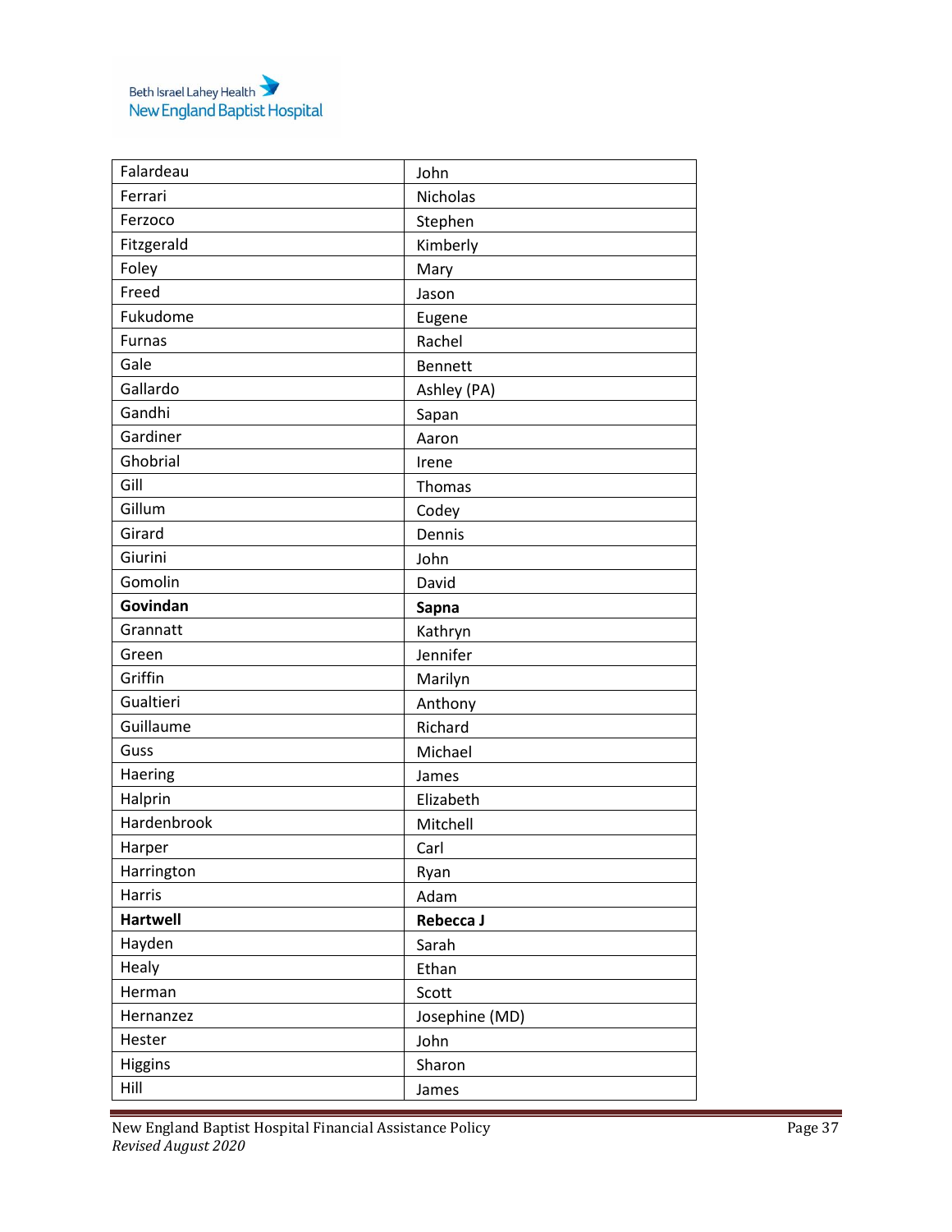| Falardeau | John |
|---|---|
| Ferrari | Nicholas |
| Ferzoco | Stephen |
| Fitzgerald | Kimberly |
| Foley | Mary |
| Freed | Jason |
| Fukudome | Eugene |
| Furnas | Rachel |
| Gale | Bennett |
| Gallardo | Ashley (PA) |
| Gandhi | Sapan |
| Gardiner | Aaron |
| Ghobrial | Irene |
| Gill | Thomas |
| Gillum | Codey |
| Girard | Dennis |
| Giurini | John |
| Gomolin | David |
| **Govindan** | **Sapna** |
| Grannatt | Kathryn |
| Green | Jennifer |
| Griffin | Marilyn |
| Gualtieri | Anthony |
| Guillaume | Richard |
| Guss | Michael |
| Haering | James |
| Halprin | Elizabeth |
| Hardenbrook | Mitchell |
| Harper | Carl |
| Harrington | Ryan |
| Harris | Adam |
| **Hartwell** | **Rebecca J** |
| Hayden | Sarah |
| Healy | Ethan |
| Herman | Scott |
| Hernanzez | Josephine (MD) |
| Hester | John |
| Higgins | Sharon |
| Hill | James |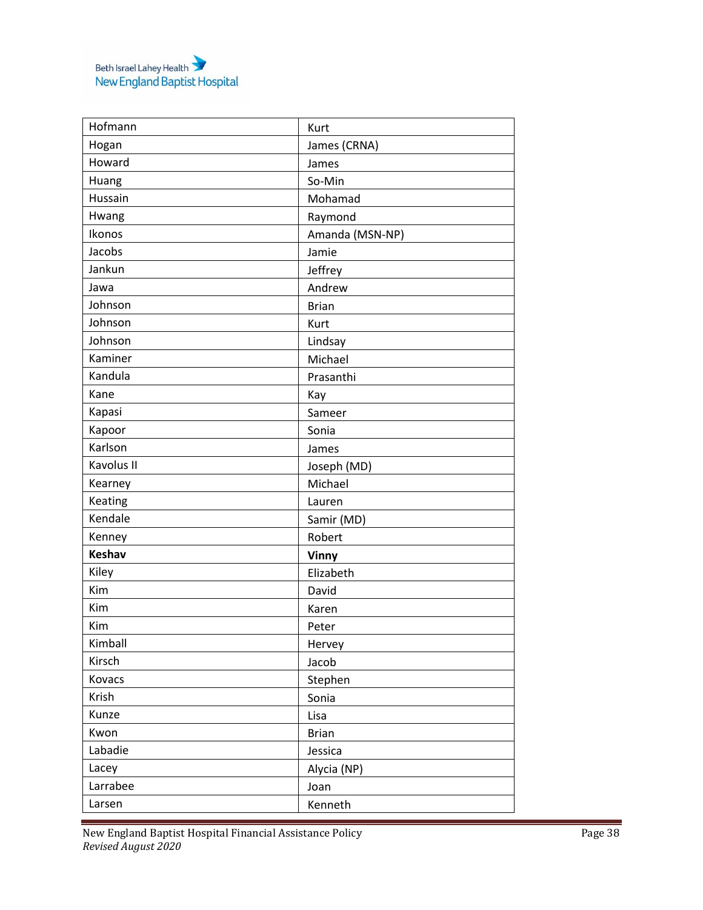| Hofmann | Kurt |
|---|---|
| Hogan | James (CRNA) |
| Howard | James |
| Huang | So-Min |
| Hussain | Mohamad |
| Hwang | Raymond |
| Ikonos | Amanda (MSN-NP) |
| Jacobs | Jamie |
| Jankun | Jeffrey |
| Jawa | Andrew |
| Johnson | Brian |
| Johnson | Kurt |
| Johnson | Lindsay |
| Kaminer | Michael |
| Kandula | Prasanthi |
| Kane | Kay |
| Kapasi | Sameer |
| Kapoor | Sonia |
| Karlson | James |
| Kavolus II | Joseph (MD) |
| Kearney | Michael |
| Keating | Lauren |
| Kendale | Samir (MD) |
| Kenney | Robert |
| **Keshav** | **Vinny** |
| Kiley | Elizabeth |
| Kim | David |
| Kim | Karen |
| Kim | Peter |
| Kimball | Hervey |
| Kirsch | Jacob |
| Kovacs | Stephen |
| Krish | Sonia |
| Kunze | Lisa |
| Kwon | Brian |
| Labadie | Jessica |
| Lacey | Alycia (NP) |
| Larrabee | Joan |
| Larsen | Kenneth |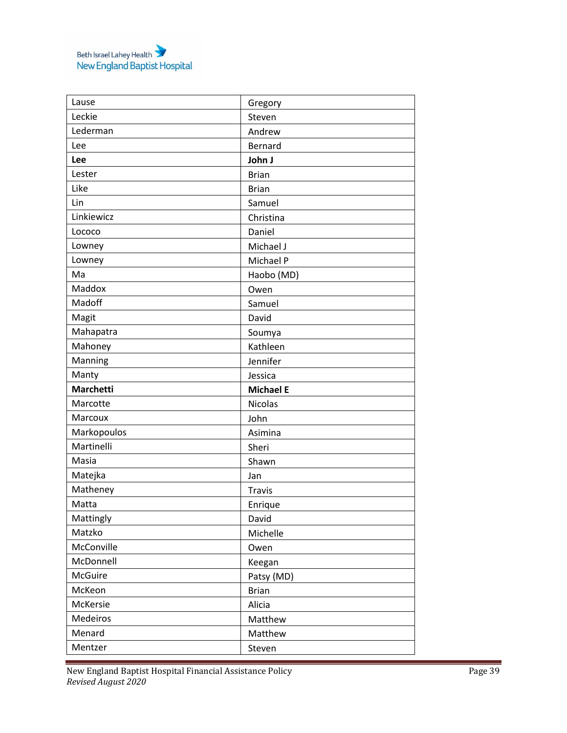| Lause | Gregory |
|---|---|
| Leckie | Steven |
| Lederman | Andrew |
| Lee | Bernard |
| **Lee** | **John J** |
| Lester | Brian |
| Like | Brian |
| Lin | Samuel |
| Linkiewicz | Christina |
| Lococo | Daniel |
| Lowney | Michael J |
| Lowney | Michael P |
| Ma | Haobo (MD) |
| Maddox | Owen |
| Madoff | Samuel |
| Magit | David |
| Mahapatra | Soumya |
| Mahoney | Kathleen |
| Manning | Jennifer |
| Manty | Jessica |
| **Marchetti** | **Michael E** |
| Marcotte | Nicolas |
| Marcoux | John |
| Markopoulos | Asimina |
| Martinelli | Sheri |
| Masia | Shawn |
| Matejka | Jan |
| Matheney | Travis |
| Matta | Enrique |
| Mattingly | David |
| Matzko | Michelle |
| McConville | Owen |
| McDonnell | Keegan |
| McGuire | Patsy (MD) |
| McKeon | Brian |
| McKersie | Alicia |
| Medeiros | Matthew |
| Menard | Matthew |
| Mentzer | Steven |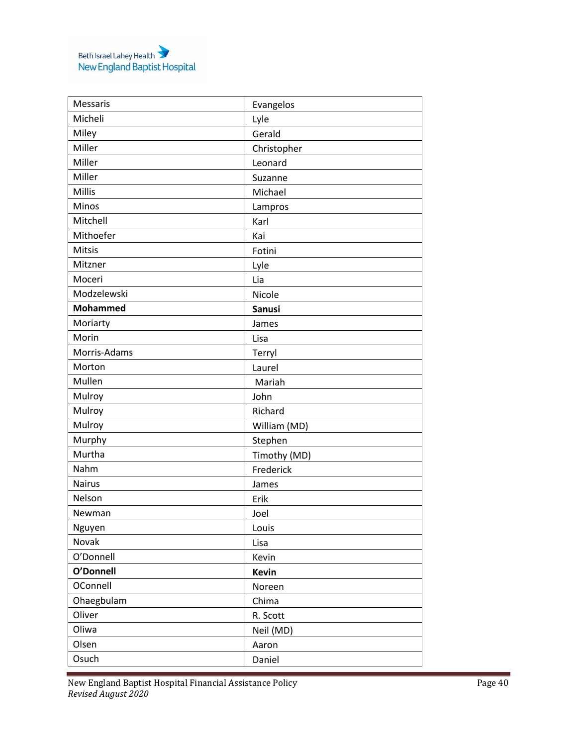| Messaris | Evangelos |
|---|---|
| Micheli | Lyle |
| Miley | Gerald |
| Miller | Christopher |
| Miller | Leonard |
| Miller | Suzanne |
| Millis | Michael |
| Minos | Lampros |
| Mitchell | Karl |
| Mithoefer | Kai |
| Mitsis | Fotini |
| Mitzner | Lyle |
| Moceri | Lia |
| Modzelewski | Nicole |
| **Mohammed** | **Sanusi** |
| Moriarty | James |
| Morin | Lisa |
| Morris-Adams | Terryl |
| Morton | Laurel |
| Mullen | Mariah |
| Mulroy | John |
| Mulroy | Richard |
| Mulroy | William (MD) |
| Murphy | Stephen |
| Murtha | Timothy (MD) |
| Nahm | Frederick |
| Nairus | James |
| Nelson | Erik |
| Newman | Joel |
| Nguyen | Louis |
| Novak | Lisa |
| O'Donnell | Kevin |
| **O'Donnell** | **Kevin** |
| OConnell | Noreen |
| Ohaegbulam | Chima |
| Oliver | R. Scott |
| Oliwa | Neil (MD) |
| Olsen | Aaron |
| Osuch | Daniel |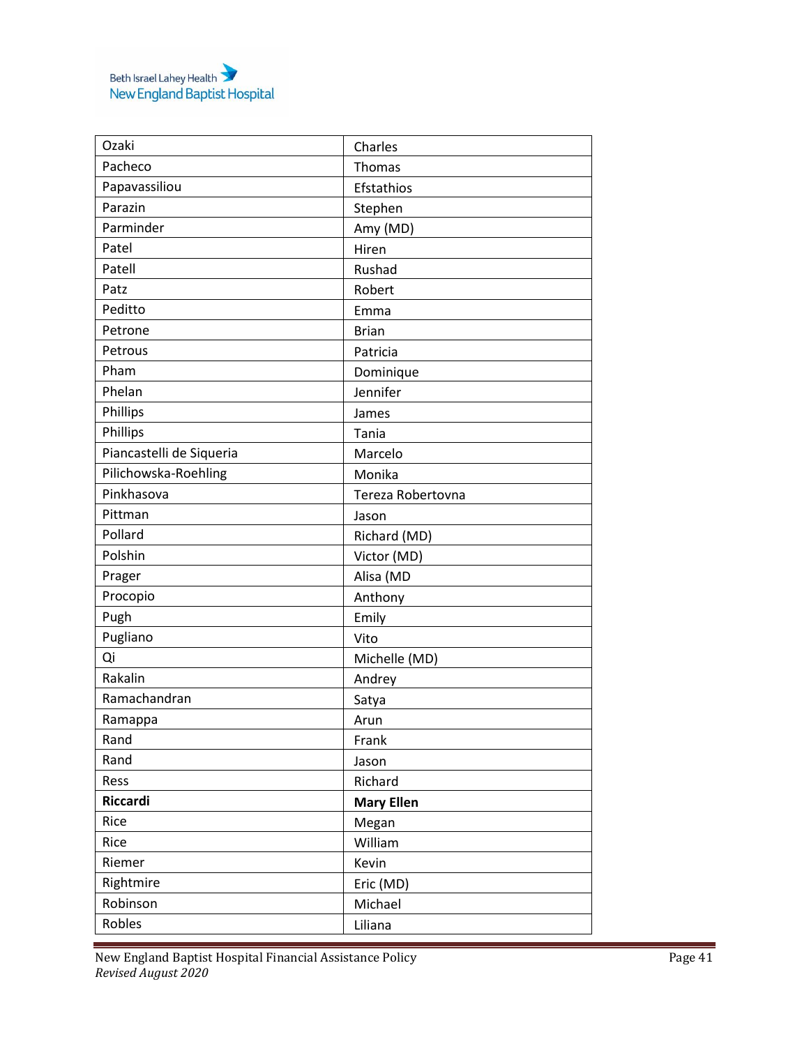| Ozaki | Charles |
|---|---|
| Pacheco | Thomas |
| Papavassiliou | Efstathios |
| Parazin | Stephen |
| Parminder | Amy (MD) |
| Patel | Hiren |
| Patell | Rushad |
| Patz | Robert |
| Peditto | Emma |
| Petrone | Brian |
| Petrous | Patricia |
| Pham | Dominique |
| Phelan | Jennifer |
| Phillips | James |
| Phillips | Tania |
| Piancastelli de Siqueria | Marcelo |
| Pilichowska-Roehling | Monika |
| Pinkhasova | Tereza Robertovna |
| Pittman | Jason |
| Pollard | Richard (MD) |
| Polshin | Victor (MD) |
| Prager | Alisa (MD |
| Procopio | Anthony |
| Pugh | Emily |
| Pugliano | Vito |
| Qi | Michelle (MD) |
| Rakalin | Andrey |
| Ramachandran | Satya |
| Ramappa | Arun |
| Rand | Frank |
| Rand | Jason |
| Ress | Richard |
| **Riccardi** | **Mary Ellen** |
| Rice | Megan |
| Rice | William |
| Riemer | Kevin |
| Rightmire | Eric (MD) |
| Robinson | Michael |
| Robles | Liliana |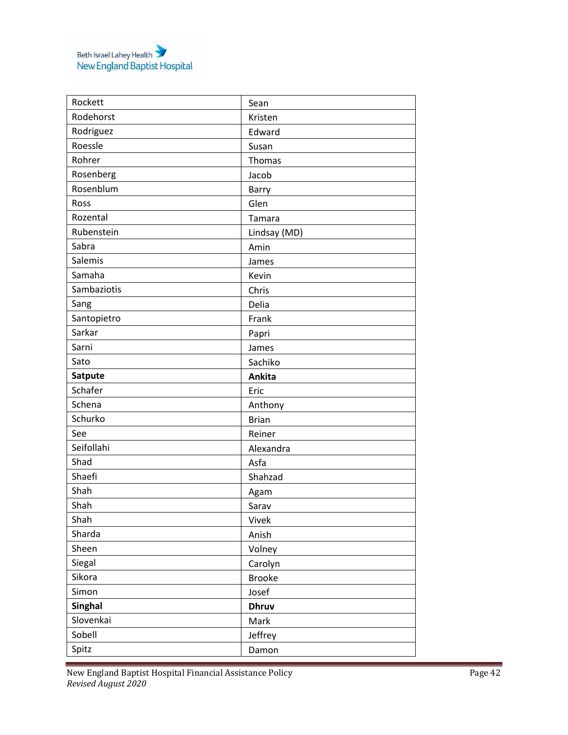| Rockett | Sean |
|---|---|
| Rodehorst | Kristen |
| Rodriguez | Edward |
| Roessle | Susan |
| Rohrer | Thomas |
| Rosenberg | Jacob |
| Rosenblum | Barry |
| Ross | Glen |
| Rozental | Tamara |
| Rubenstein | Lindsay (MD) |
| Sabra | Amin |
| Salemis | James |
| Samaha | Kevin |
| Sambaziotis | Chris |
| Sang | Delia |
| Santopietro | Frank |
| Sarkar | Papri |
| Sarni | James |
| Sato | Sachiko |
| **Satpute** | **Ankita** |
| Schafer | Eric |
| Schena | Anthony |
| Schurko | Brian |
| See | Reiner |
| Seifollahi | Alexandra |
| Shad | Asfa |
| Shaefi | Shahzad |
| Shah | Agam |
| Shah | Sarav |
| Shah | Vivek |
| Sharda | Anish |
| Sheen | Volney |
| Siegal | Carolyn |
| Sikora | Brooke |
| Simon | Josef |
| **Singhal** | **Dhruv** |
| Slovenkai | Mark |
| Sobell | Jeffrey |
| Spitz | Damon |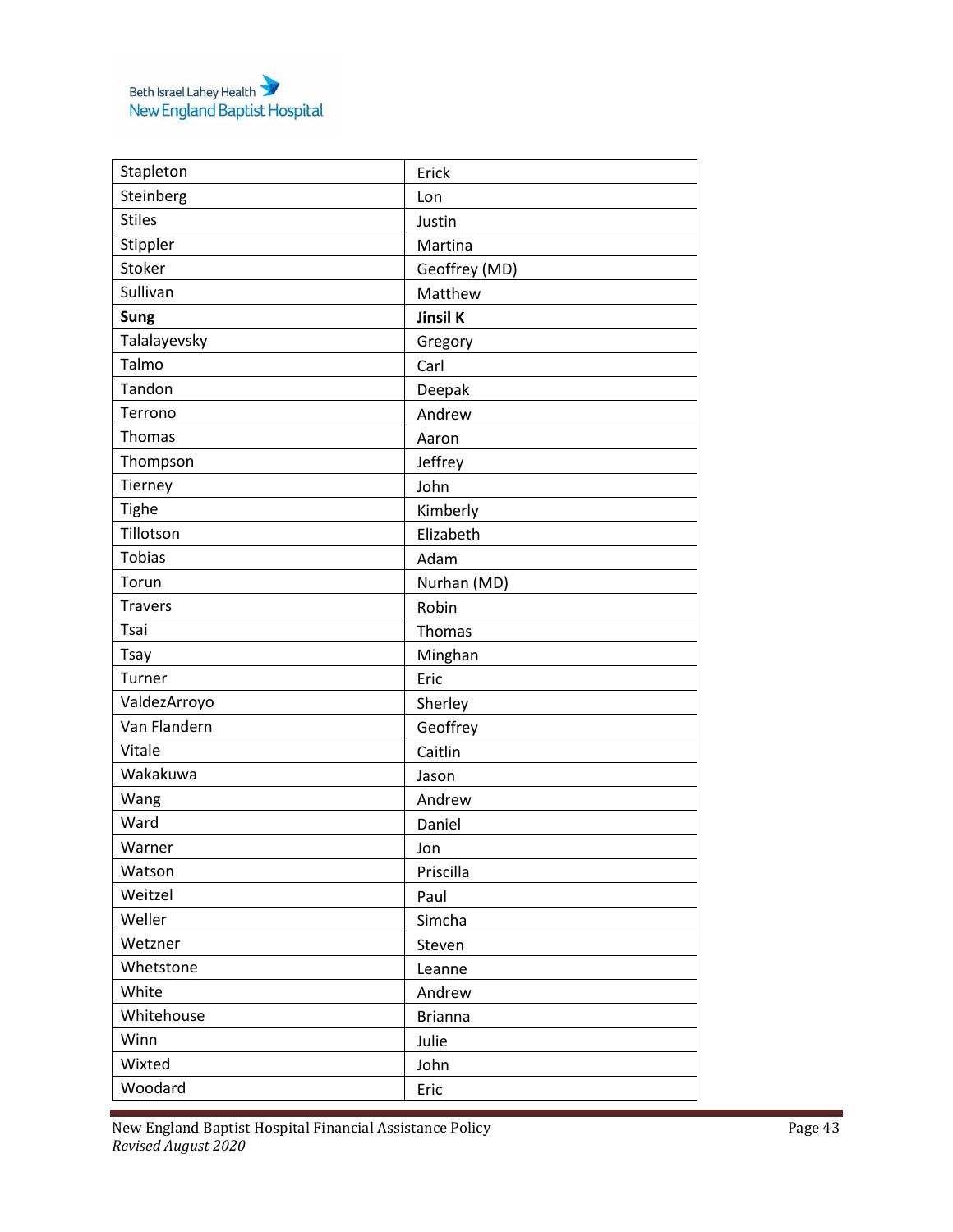| Stapleton | Erick |
|---|---|
| Steinberg | Lon |
| Stiles | Justin |
| Stippler | Martina |
| Stoker | Geoffrey (MD) |
| Sullivan | Matthew |
| **Sung** | **Jinsil K** |
| Talalayevsky | Gregory |
| Talmo | Carl |
| Tandon | Deepak |
| Terrono | Andrew |
| Thomas | Aaron |
| Thompson | Jeffrey |
| Tierney | John |
| Tighe | Kimberly |
| Tillotson | Elizabeth |
| Tobias | Adam |
| Torun | Nurhan (MD) |
| Travers | Robin |
| Tsai | Thomas |
| Tsay | Minghan |
| Turner | Eric |
| ValdezArroyo | Sherley |
| Van Flandern | Geoffrey |
| Vitale | Caitlin |
| Wakakuwa | Jason |
| Wang | Andrew |
| Ward | Daniel |
| Warner | Jon |
| Watson | Priscilla |
| Weitzel | Paul |
| Weller | Simcha |
| Wetzner | Steven |
| Whetstone | Leanne |
| White | Andrew |
| Whitehouse | Brianna |
| Winn | Julie |
| Wixted | John |
| Woodard | Eric |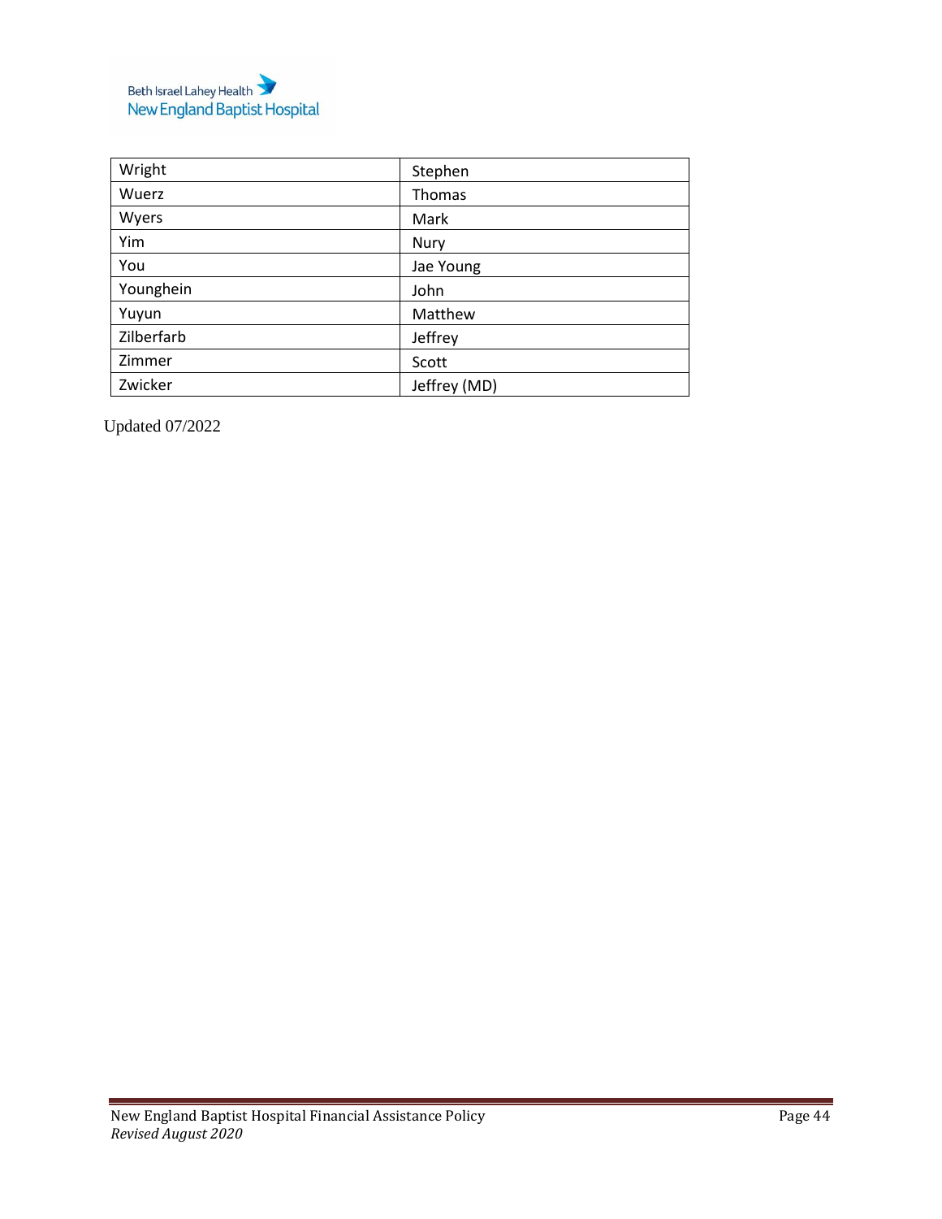| Wright | Stephen |
|---|---|
| Wuerz | Thomas |
| Wyers | Mark |
| Yim | Nury |
| You | Jae Young |
| Younghein | John |
| Yuyun | Matthew |
| Zilberfarb | Jeffrey |
| Zimmer | Scott |
| Zwicker | Jeffrey (MD) |

Updated 07/2022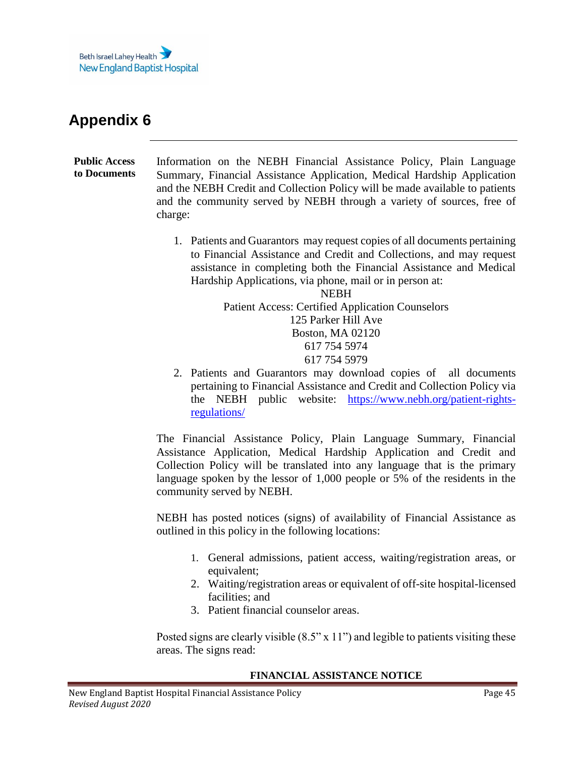# Appendix 6

**Public Access to Documents**

Information on the NEBH Financial Assistance Policy, Plain Language Summary, Financial Assistance Application, Medical Hardship Application and the NEBH Credit and Collection Policy will be made available to patients and the community served by NEBH through a variety of sources, free of charge:

1. Patients and Guarantors may request copies of all documents pertaining to Financial Assistance and Credit and Collections, and may request assistance in completing both the Financial Assistance and Medical Hardship Applications, via phone, mail or in person at:

   NEBH
   Patient Access: Certified Application Counselors
   125 Parker Hill Ave
   Boston, MA 02120
   617 754 5974
   617 754 5979

2. Patients and Guarantors may download copies of all documents pertaining to Financial Assistance and Credit and Collection Policy via the NEBH public website: [https://www.nebh.org/patient-rights-regulations/](https://www.nebh.org/patient-rights-regulations/)

The Financial Assistance Policy, Plain Language Summary, Financial Assistance Application, Medical Hardship Application and Credit and Collection Policy will be translated into any language that is the primary language spoken by the lessor of 1,000 people or 5% of the residents in the community served by NEBH.

NEBH has posted notices (signs) of availability of Financial Assistance as outlined in this policy in the following locations:

1. General admissions, patient access, waiting/registration areas, or equivalent;
2. Waiting/registration areas or equivalent of off-site hospital-licensed facilities; and
3. Patient financial counselor areas.

Posted signs are clearly visible (8.5" x 11") and legible to patients visiting these areas. The signs read:

**FINANCIAL ASSISTANCE NOTICE**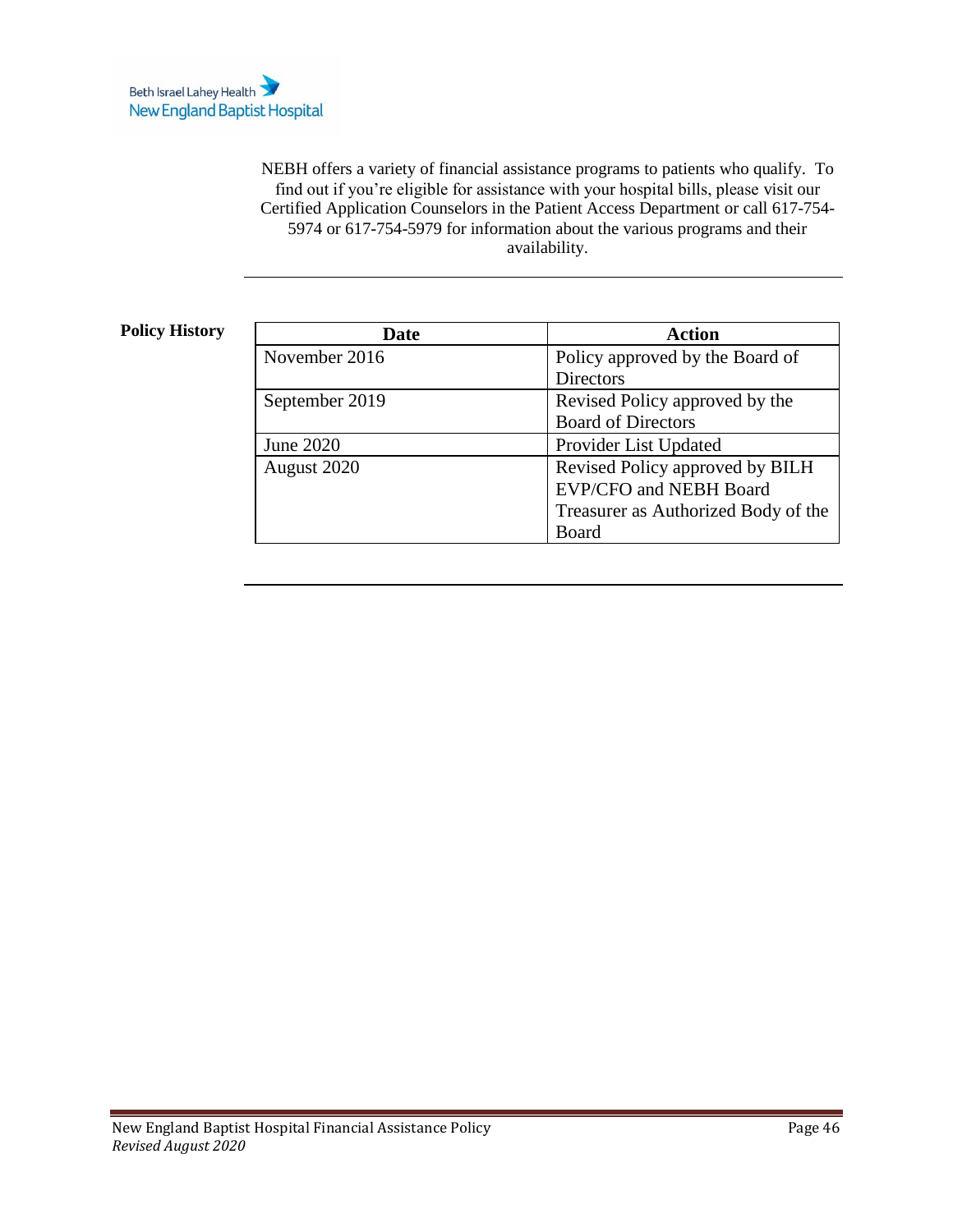NEBH offers a variety of financial assistance programs to patients who qualify. To find out if you're eligible for assistance with your hospital bills, please visit our Certified Application Counselors in the Patient Access Department or call 617-754-5974 or 617-754-5979 for information about the various programs and their availability.

**Policy History**

| Date | Action |
|---|---|
| November 2016 | Policy approved by the Board of Directors |
| September 2019 | Revised Policy approved by the Board of Directors |
| June 2020 | Provider List Updated |
| August 2020 | Revised Policy approved by BILH EVP/CFO and NEBH Board Treasurer as Authorized Body of the Board |